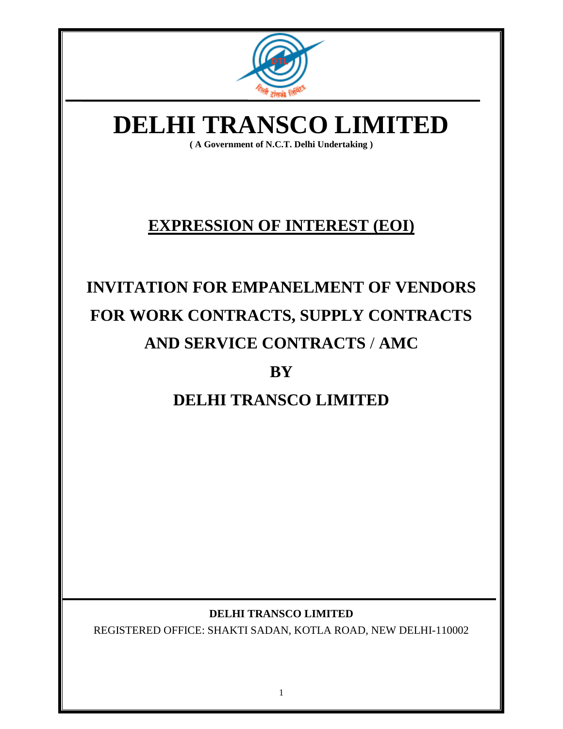# DELHI TRANSCO LIMITED

**( A Government of N.C.T. Delhi Undertaking )**

## EXPRESSION OF INTEREST (EOI)

## INVITATION FOR EMPANELMENT OF VENDORS FOR WORK CONTRACTS, SUPPLY CONTRACTS AND SERVICE CONTRACTS / AMC

## BY

## DELHI TRANSCO LIMITED

**DELHI TRANSCO LIMITED**

REGISTERED OFFICE: SHAKTI SADAN, KOTLA ROAD, NEW DELHI-110002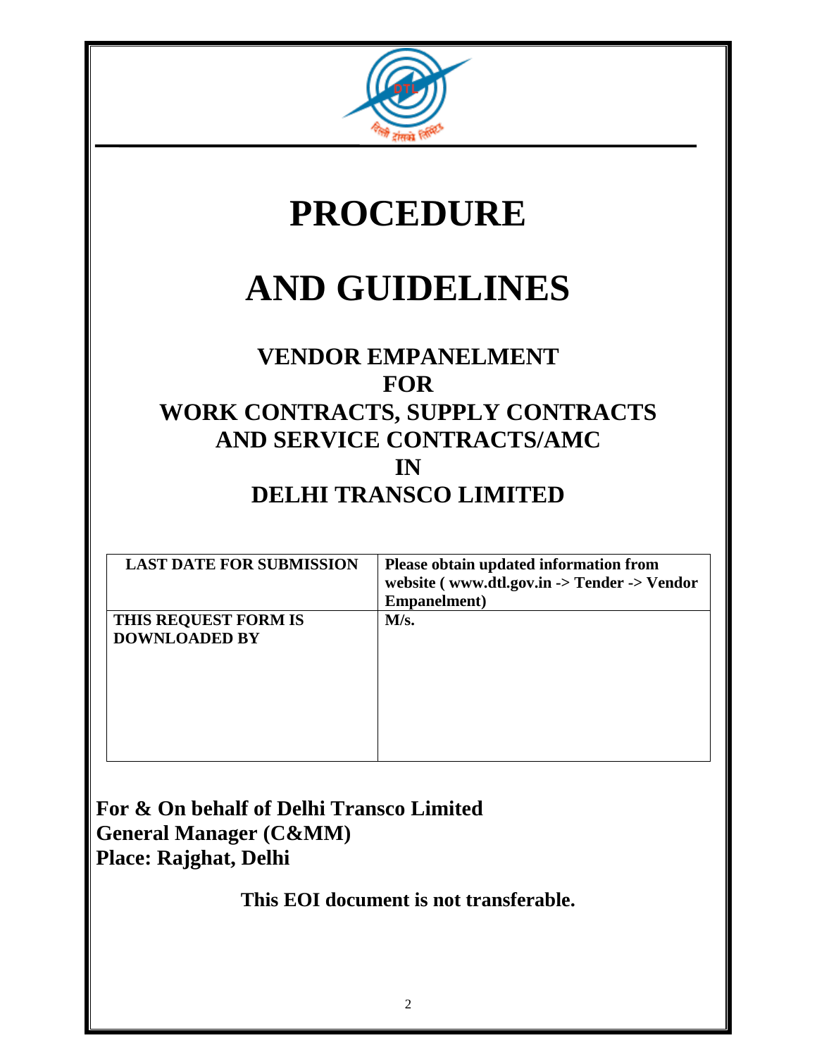# PROCEDURE

# AND GUIDELINES

## VENDOR EMPANELMENT
## FOR
## WORK CONTRACTS, SUPPLY CONTRACTS AND SERVICE CONTRACTS/AMC
## IN
## DELHI TRANSCO LIMITED

| LAST DATE FOR SUBMISSION | Please obtain updated information from website ( www.dtl.gov.in -> Tender -> Vendor Empanelment) |
|---|---|
| THIS REQUEST FORM IS DOWNLOADED BY | M/s. |

**For & On behalf of Delhi Transco Limited**
**General Manager (C&MM)**
**Place: Rajghat, Delhi**

**This EOI document is not transferable.**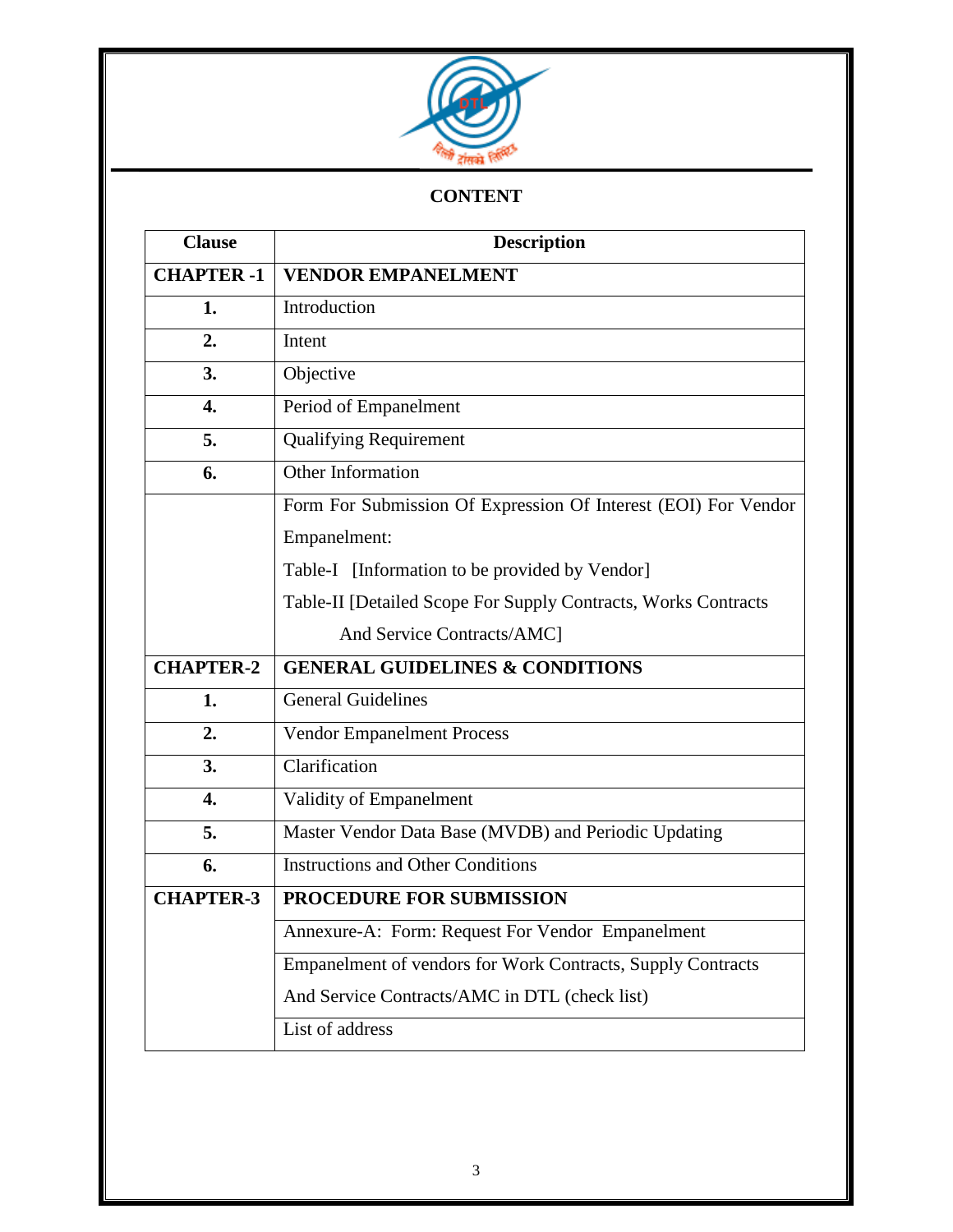## CONTENT

| Clause | Description |
|---|---|
| **CHAPTER -1** | **VENDOR EMPANELMENT** |
| **1.** | Introduction |
| **2.** | Intent |
| **3.** | Objective |
| **4.** | Period of Empanelment |
| **5.** | Qualifying Requirement |
| **6.** | Other Information |
| | Form For Submission Of Expression Of Interest (EOI) For Vendor Empanelment:<br>Table-I [Information to be provided by Vendor]<br>Table-II [Detailed Scope For Supply Contracts, Works Contracts And Service Contracts/AMC] |
| **CHAPTER-2** | **GENERAL GUIDELINES & CONDITIONS** |
| **1.** | General Guidelines |
| **2.** | Vendor Empanelment Process |
| **3.** | Clarification |
| **4.** | Validity of Empanelment |
| **5.** | Master Vendor Data Base (MVDB) and Periodic Updating |
| **6.** | Instructions and Other Conditions |
| **CHAPTER-3** | **PROCEDURE FOR SUBMISSION** |
| | Annexure-A: Form: Request For Vendor Empanelment |
| | Empanelment of vendors for Work Contracts, Supply Contracts And Service Contracts/AMC in DTL (check list) |
| | List of address |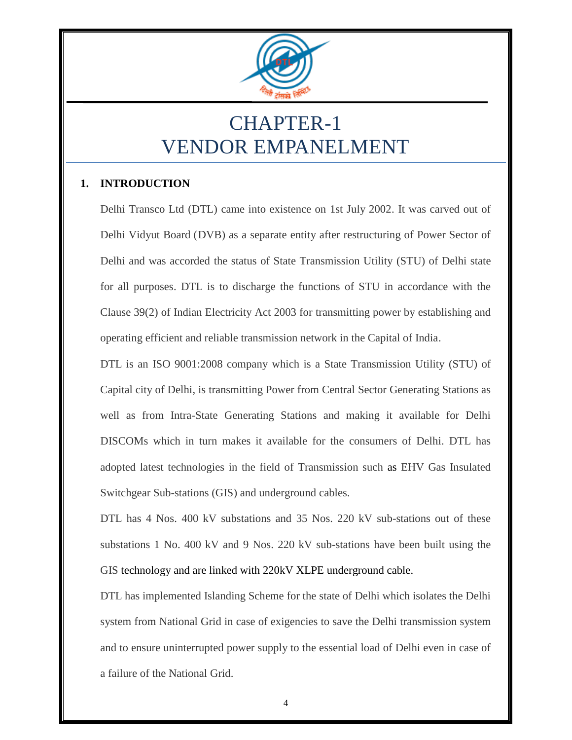# CHAPTER-1
# VENDOR EMPANELMENT

## 1. INTRODUCTION

Delhi Transco Ltd (DTL) came into existence on 1st July 2002. It was carved out of Delhi Vidyut Board (DVB) as a separate entity after restructuring of Power Sector of Delhi and was accorded the status of State Transmission Utility (STU) of Delhi state for all purposes. DTL is to discharge the functions of STU in accordance with the Clause 39(2) of Indian Electricity Act 2003 for transmitting power by establishing and operating efficient and reliable transmission network in the Capital of India.

DTL is an ISO 9001:2008 company which is a State Transmission Utility (STU) of Capital city of Delhi, is transmitting Power from Central Sector Generating Stations as well as from Intra-State Generating Stations and making it available for Delhi DISCOMs which in turn makes it available for the consumers of Delhi. DTL has adopted latest technologies in the field of Transmission such as EHV Gas Insulated Switchgear Sub-stations (GIS) and underground cables.

DTL has 4 Nos. 400 kV substations and 35 Nos. 220 kV sub-stations out of these substations 1 No. 400 kV and 9 Nos. 220 kV sub-stations have been built using the GIS technology and are linked with 220kV XLPE underground cable.

DTL has implemented Islanding Scheme for the state of Delhi which isolates the Delhi system from National Grid in case of exigencies to save the Delhi transmission system and to ensure uninterrupted power supply to the essential load of Delhi even in case of a failure of the National Grid.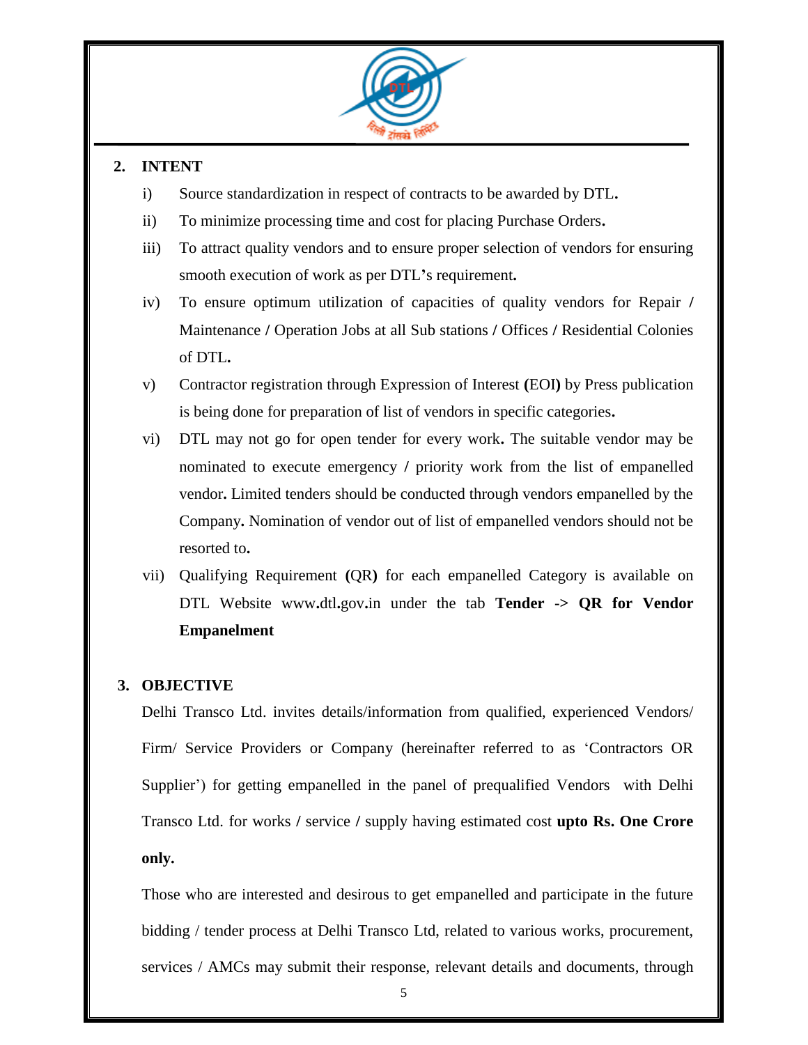## 2. INTENT

i) Source standardization in respect of contracts to be awarded by DTL.

ii) To minimize processing time and cost for placing Purchase Orders.

iii) To attract quality vendors and to ensure proper selection of vendors for ensuring smooth execution of work as per DTL's requirement.

iv) To ensure optimum utilization of capacities of quality vendors for Repair / Maintenance / Operation Jobs at all Sub stations / Offices / Residential Colonies of DTL.

v) Contractor registration through Expression of Interest (EOI) by Press publication is being done for preparation of list of vendors in specific categories.

vi) DTL may not go for open tender for every work. The suitable vendor may be nominated to execute emergency / priority work from the list of empanelled vendor. Limited tenders should be conducted through vendors empanelled by the Company. Nomination of vendor out of list of empanelled vendors should not be resorted to.

vii) Qualifying Requirement (QR) for each empanelled Category is available on DTL Website www.dtl.gov.in under the tab **Tender -> QR for Vendor Empanelment**

## 3. OBJECTIVE

Delhi Transco Ltd. invites details/information from qualified, experienced Vendors/ Firm/ Service Providers or Company (hereinafter referred to as 'Contractors OR Supplier') for getting empanelled in the panel of prequalified Vendors with Delhi Transco Ltd. for works / service / supply having estimated cost **upto Rs. One Crore only.**

Those who are interested and desirous to get empanelled and participate in the future bidding / tender process at Delhi Transco Ltd, related to various works, procurement, services / AMCs may submit their response, relevant details and documents, through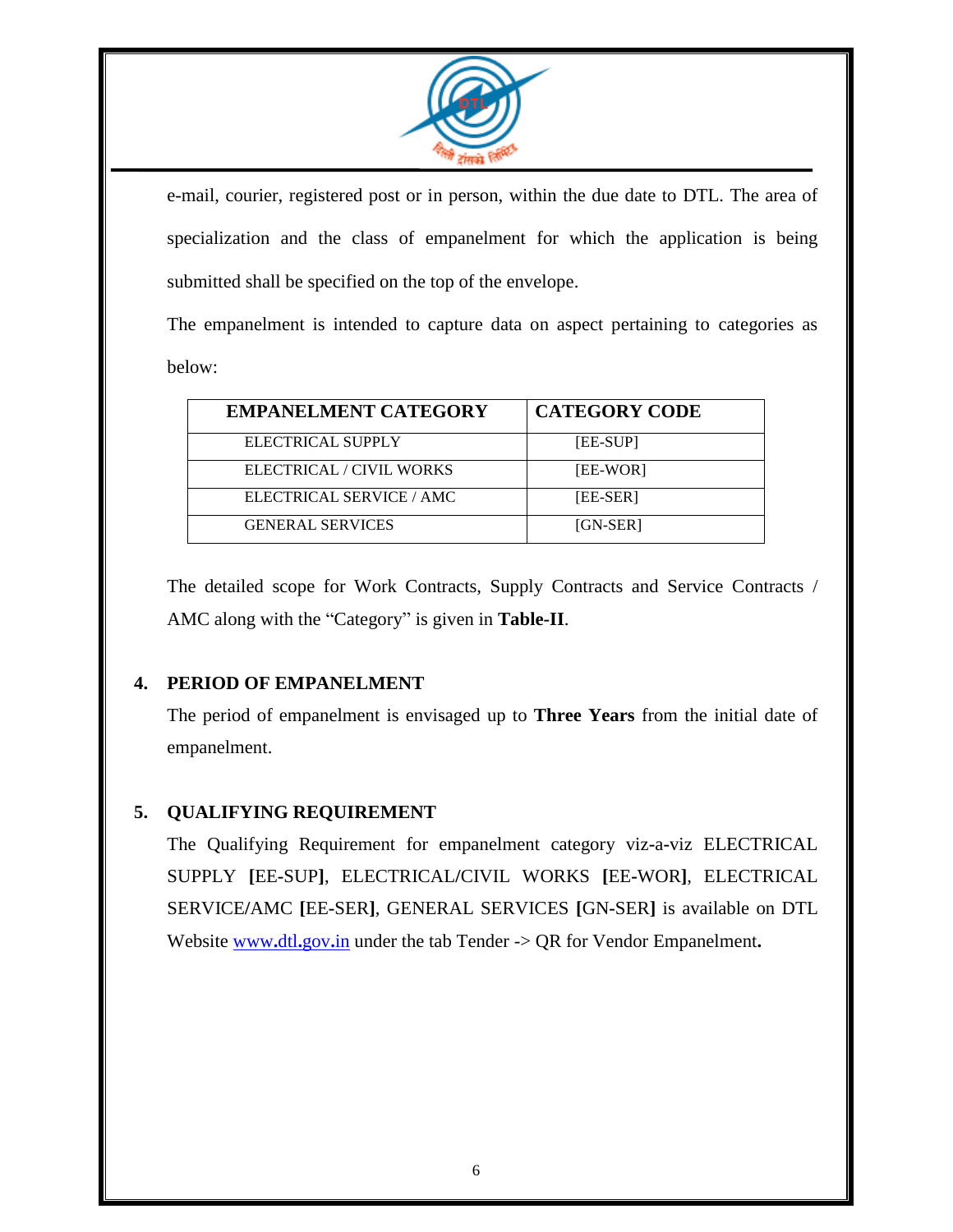e-mail, courier, registered post or in person, within the due date to DTL. The area of specialization and the class of empanelment for which the application is being submitted shall be specified on the top of the envelope.

The empanelment is intended to capture data on aspect pertaining to categories as below:

| EMPANELMENT CATEGORY | CATEGORY CODE |
|---|---|
| ELECTRICAL SUPPLY | [EE-SUP] |
| ELECTRICAL / CIVIL WORKS | [EE-WOR] |
| ELECTRICAL SERVICE / AMC | [EE-SER] |
| GENERAL SERVICES | [GN-SER] |

The detailed scope for Work Contracts, Supply Contracts and Service Contracts / AMC along with the "Category" is given in **Table-II**.

## 4. PERIOD OF EMPANELMENT

The period of empanelment is envisaged up to **Three Years** from the initial date of empanelment.

## 5. QUALIFYING REQUIREMENT

The Qualifying Requirement for empanelment category viz-a-viz ELECTRICAL SUPPLY **[**EE-SUP**]**, ELECTRICAL/CIVIL WORKS **[**EE-WOR**]**, ELECTRICAL SERVICE/AMC **[**EE-SER**]**, GENERAL SERVICES **[**GN-SER**]** is available on DTL Website [www.dtl.gov.in](http://www.dtl.gov.in) under the tab Tender -> QR for Vendor Empanelment**.**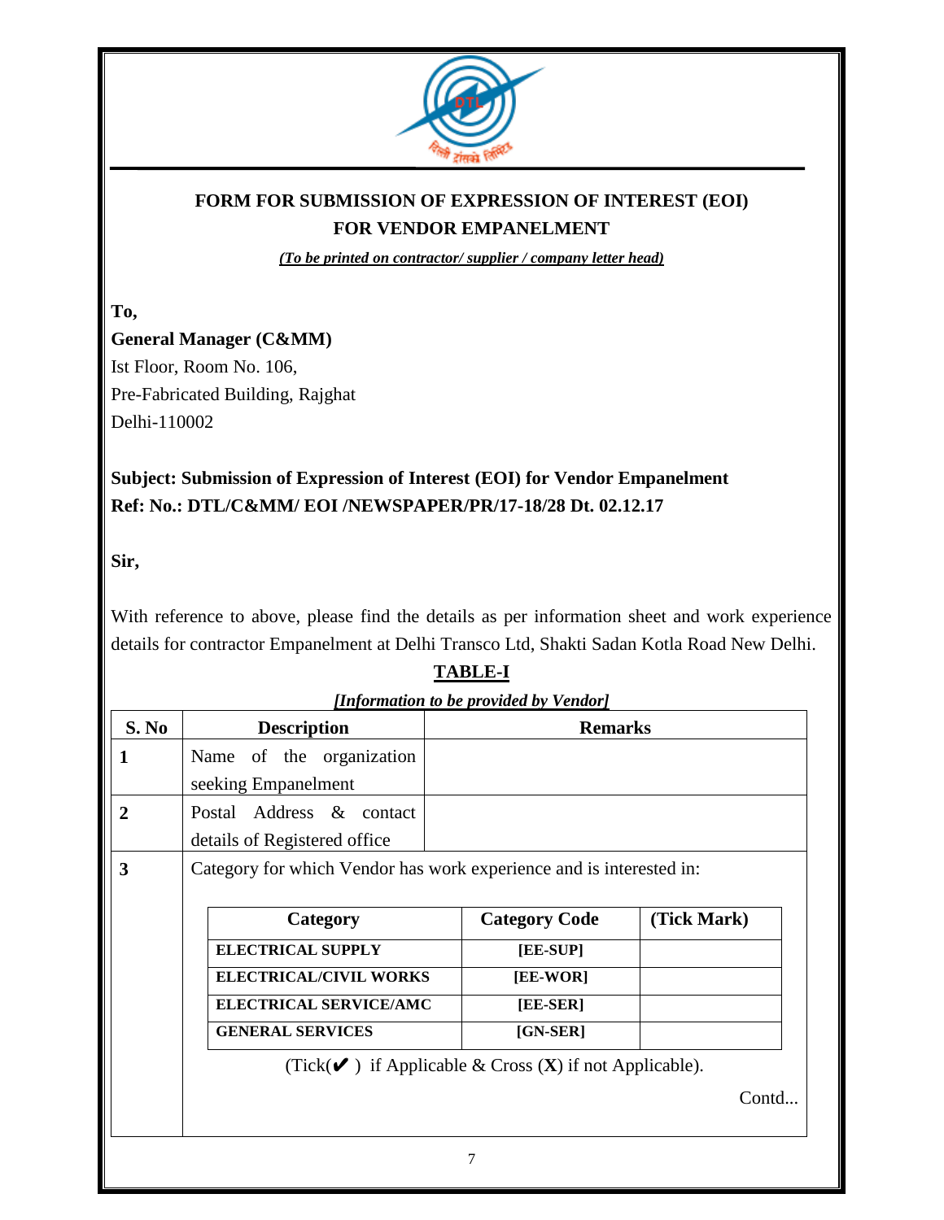# FORM FOR SUBMISSION OF EXPRESSION OF INTEREST (EOI) FOR VENDOR EMPANELMENT

***(To be printed on contractor/ supplier / company letter head)***

**To,**

**General Manager (C&MM)**
Ist Floor, Room No. 106,
Pre-Fabricated Building, Rajghat
Delhi-110002

**Subject: Submission of Expression of Interest (EOI) for Vendor Empanelment**
**Ref: No.: DTL/C&MM/ EOI /NEWSPAPER/PR/17-18/28 Dt. 02.12.17**

**Sir,**

With reference to above, please find the details as per information sheet and work experience details for contractor Empanelment at Delhi Transco Ltd, Shakti Sadan Kotla Road New Delhi.

## TABLE-I

***[Information to be provided by Vendor]***

| S. No | Description | Remarks |
|---|---|---|
| 1 | Name of the organization seeking Empanelment | |
| 2 | Postal Address & contact details of Registered office | |
| 3 | Category for which Vendor has work experience and is interested in: | |

| Category | Category Code | (Tick Mark) |
|---|---|---|
| ELECTRICAL SUPPLY | [EE-SUP] | |
| ELECTRICAL/CIVIL WORKS | [EE-WOR] | |
| ELECTRICAL SERVICE/AMC | [EE-SER] | |
| GENERAL SERVICES | [GN-SER] | |

(Tick(✔) if Applicable & Cross (**X**) if not Applicable).

Contd...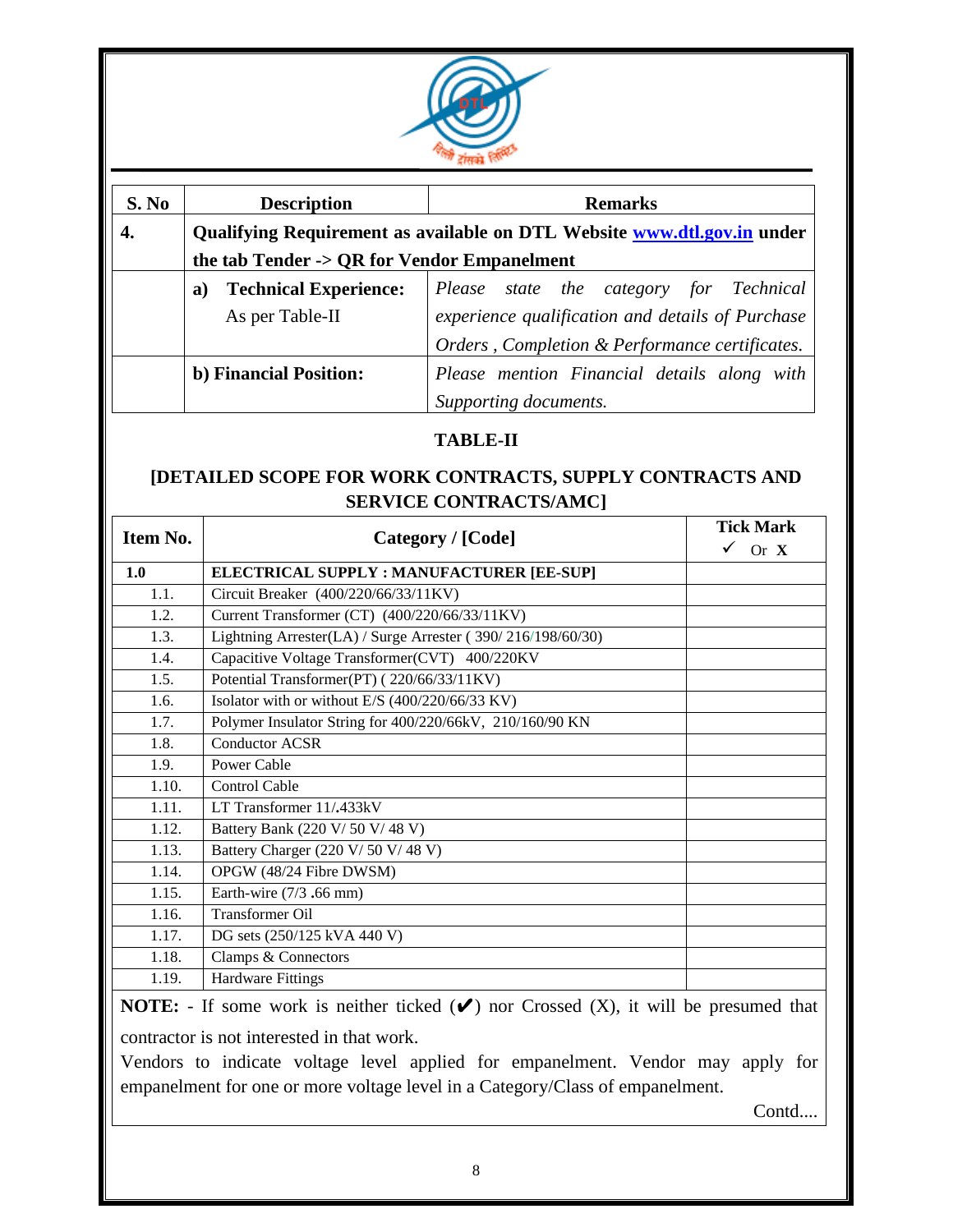| S. No | Description | Remarks |
|---|---|---|
| **4.** | **Qualifying Requirement as available on DTL Website [www.dtl.gov.in](http://www.dtl.gov.in) under the tab Tender -> QR for Vendor Empanelment** | |
| | **a) Technical Experience:** As per Table-II | *Please state the category for Technical experience qualification and details of Purchase Orders , Completion & Performance certificates.* |
| | **b) Financial Position:** | *Please mention Financial details along with Supporting documents.* |

**TABLE-II**

**[DETAILED SCOPE FOR WORK CONTRACTS, SUPPLY CONTRACTS AND SERVICE CONTRACTS/AMC]**

| Item No. | Category / [Code] | Tick Mark ✓ Or X |
|---|---|---|
| **1.0** | **ELECTRICAL SUPPLY : MANUFACTURER [EE-SUP]** | |
| 1.1. | Circuit Breaker (400/220/66/33/11KV) | |
| 1.2. | Current Transformer (CT) (400/220/66/33/11KV) | |
| 1.3. | Lightning Arrester(LA) / Surge Arrester ( 390/ 216/198/60/30) | |
| 1.4. | Capacitive Voltage Transformer(CVT) 400/220KV | |
| 1.5. | Potential Transformer(PT) ( 220/66/33/11KV) | |
| 1.6. | Isolator with or without E/S (400/220/66/33 KV) | |
| 1.7. | Polymer Insulator String for 400/220/66kV, 210/160/90 KN | |
| 1.8. | Conductor ACSR | |
| 1.9. | Power Cable | |
| 1.10. | Control Cable | |
| 1.11. | LT Transformer 11/.433kV | |
| 1.12. | Battery Bank (220 V/ 50 V/ 48 V) | |
| 1.13. | Battery Charger (220 V/ 50 V/ 48 V) | |
| 1.14. | OPGW (48/24 Fibre DWSM) | |
| 1.15. | Earth-wire (7/3 .66 mm) | |
| 1.16. | Transformer Oil | |
| 1.17. | DG sets (250/125 kVA 440 V) | |
| 1.18. | Clamps & Connectors | |
| 1.19. | Hardware Fittings | |

**NOTE:** - If some work is neither ticked (✔) nor Crossed (X), it will be presumed that contractor is not interested in that work.

Vendors to indicate voltage level applied for empanelment. Vendor may apply for empanelment for one or more voltage level in a Category/Class of empanelment.

Contd....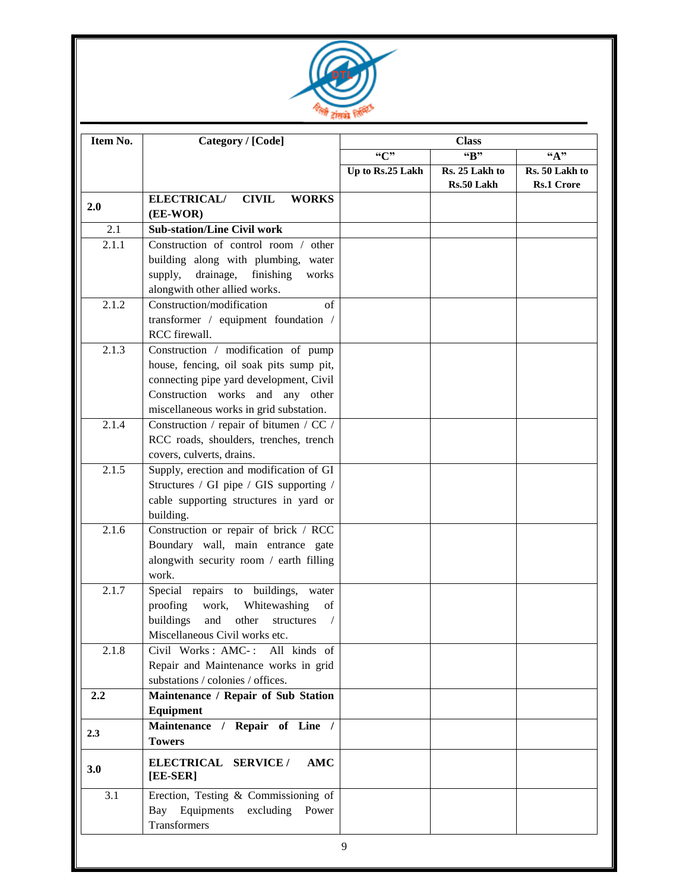| Item No. | Category / [Code] | Class | | |
|---|---|---|---|---|
| | | "C" | "B" | "A" |
| | | Up to Rs.25 Lakh | Rs. 25 Lakh to Rs.50 Lakh | Rs. 50 Lakh to Rs.1 Crore |
| **2.0** | **ELECTRICAL/ CIVIL WORKS (EE-WOR)** | | | |
| 2.1 | **Sub-station/Line Civil work** | | | |
| 2.1.1 | Construction of control room / other building along with plumbing, water supply, drainage, finishing works alongwith other allied works. | | | |
| 2.1.2 | Construction/modification of transformer / equipment foundation / RCC firewall. | | | |
| 2.1.3 | Construction / modification of pump house, fencing, oil soak pits sump pit, connecting pipe yard development, Civil Construction works and any other miscellaneous works in grid substation. | | | |
| 2.1.4 | Construction / repair of bitumen / CC / RCC roads, shoulders, trenches, trench covers, culverts, drains. | | | |
| 2.1.5 | Supply, erection and modification of GI Structures / GI pipe / GIS supporting / cable supporting structures in yard or building. | | | |
| 2.1.6 | Construction or repair of brick / RCC Boundary wall, main entrance gate alongwith security room / earth filling work. | | | |
| 2.1.7 | Special repairs to buildings, water proofing work, Whitewashing of buildings and other structures / Miscellaneous Civil works etc. | | | |
| 2.1.8 | Civil Works : AMC-: All kinds of Repair and Maintenance works in grid substations / colonies / offices. | | | |
| **2.2** | **Maintenance / Repair of Sub Station Equipment** | | | |
| **2.3** | **Maintenance / Repair of Line / Towers** | | | |
| **3.0** | **ELECTRICAL SERVICE / AMC [EE-SER]** | | | |
| 3.1 | Erection, Testing & Commissioning of Bay Equipments excluding Power Transformers | | | |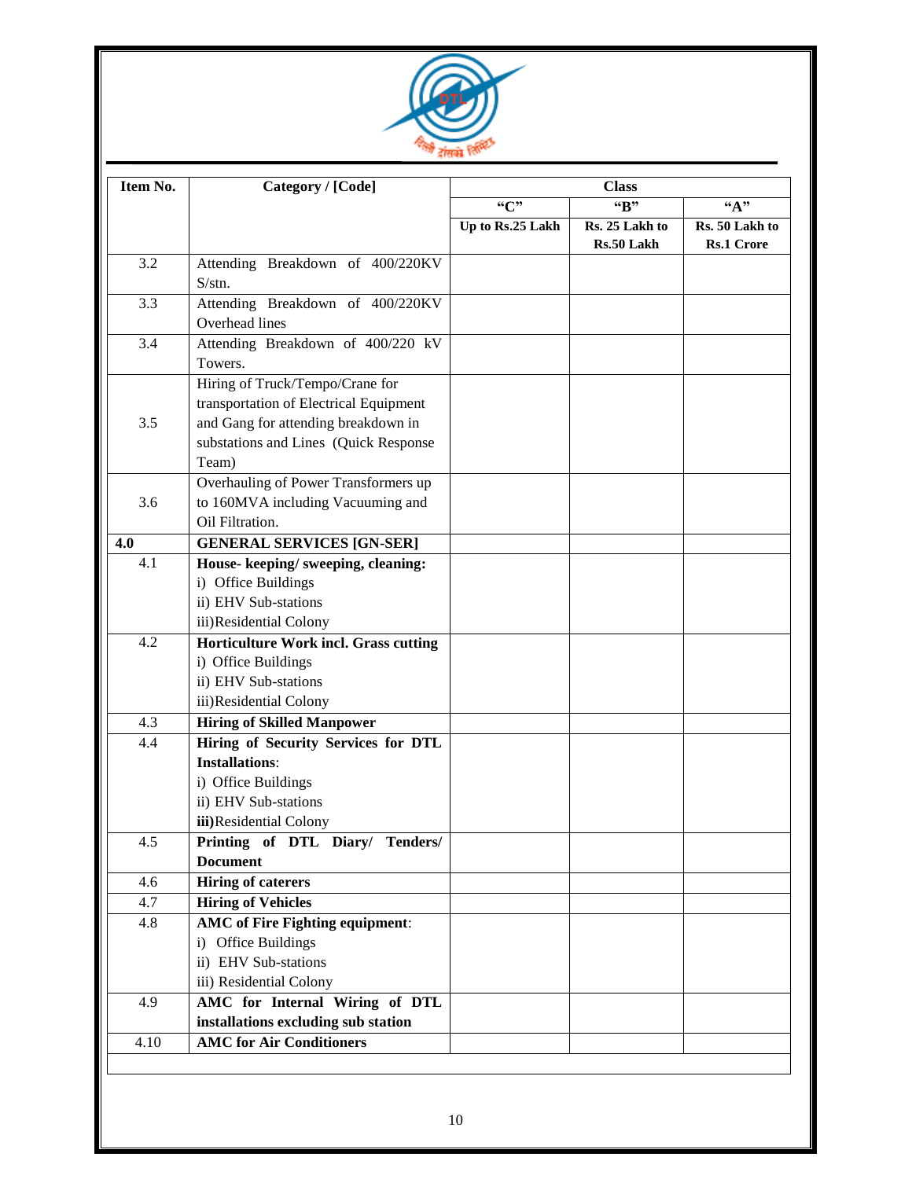| Item No. | Category / [Code] | Class | | |
|---|---|---|---|---|
| | | "C" | "B" | "A" |
| | | **Up to Rs.25 Lakh** | **Rs. 25 Lakh to Rs.50 Lakh** | **Rs. 50 Lakh to Rs.1 Crore** |
| 3.2 | Attending Breakdown of 400/220KV S/stn. | | | |
| 3.3 | Attending Breakdown of 400/220KV Overhead lines | | | |
| 3.4 | Attending Breakdown of 400/220 kV Towers. | | | |
| 3.5 | Hiring of Truck/Tempo/Crane for transportation of Electrical Equipment and Gang for attending breakdown in substations and Lines (Quick Response Team) | | | |
| 3.6 | Overhauling of Power Transformers up to 160MVA including Vacuuming and Oil Filtration. | | | |
| **4.0** | **GENERAL SERVICES [GN-SER]** | | | |
| 4.1 | **House- keeping/ sweeping, cleaning:**<br>i) Office Buildings<br>ii) EHV Sub-stations<br>iii)Residential Colony | | | |
| 4.2 | **Horticulture Work incl. Grass cutting**<br>i) Office Buildings<br>ii) EHV Sub-stations<br>iii)Residential Colony | | | |
| 4.3 | **Hiring of Skilled Manpower** | | | |
| 4.4 | **Hiring of Security Services for DTL Installations**:<br>i) Office Buildings<br>ii) EHV Sub-stations<br>**iii)**Residential Colony | | | |
| 4.5 | **Printing of DTL Diary/ Tenders/ Document** | | | |
| 4.6 | **Hiring of caterers** | | | |
| 4.7 | **Hiring of Vehicles** | | | |
| 4.8 | **AMC of Fire Fighting equipment**:<br>i) Office Buildings<br>ii) EHV Sub-stations<br>iii) Residential Colony | | | |
| 4.9 | **AMC for Internal Wiring of DTL installations excluding sub station** | | | |
| 4.10 | **AMC for Air Conditioners** | | | |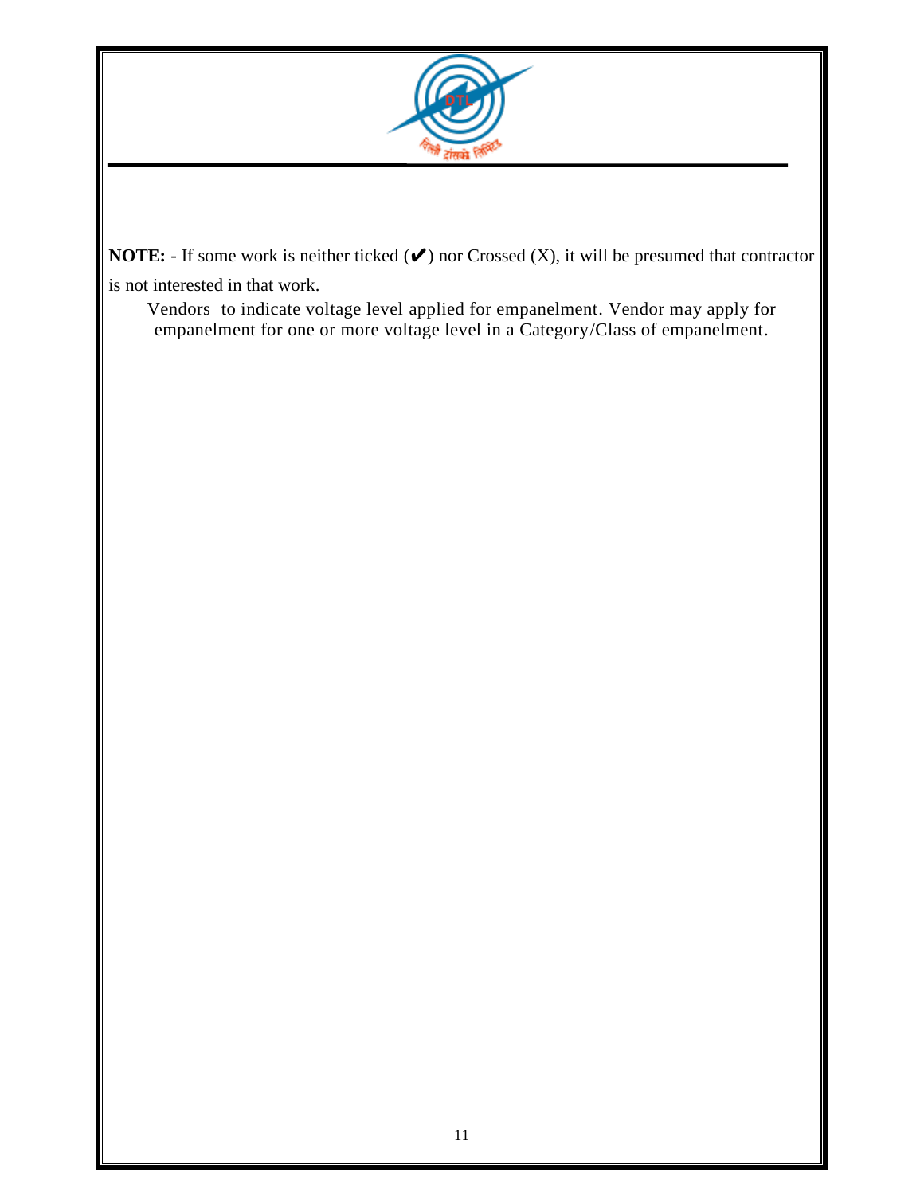**NOTE:** - If some work is neither ticked (✔) nor Crossed (X), it will be presumed that contractor is not interested in that work.

Vendors to indicate voltage level applied for empanelment. Vendor may apply for empanelment for one or more voltage level in a Category/Class of empanelment.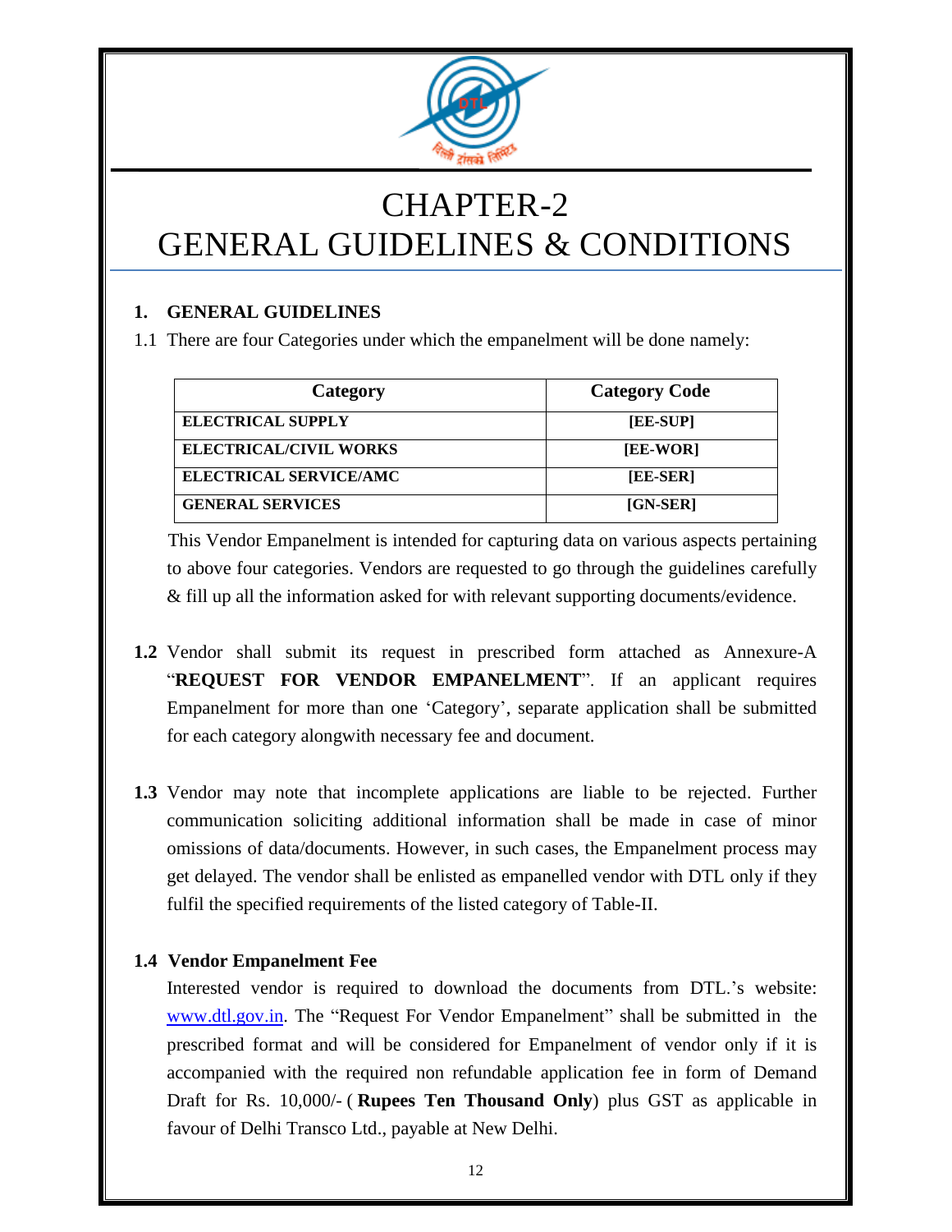# CHAPTER-2
# GENERAL GUIDELINES & CONDITIONS

## 1. GENERAL GUIDELINES

1.1 There are four Categories under which the empanelment will be done namely:

| Category | Category Code |
|---|---|
| **ELECTRICAL SUPPLY** | **[EE-SUP]** |
| **ELECTRICAL/CIVIL WORKS** | **[EE-WOR]** |
| **ELECTRICAL SERVICE/AMC** | **[EE-SER]** |
| **GENERAL SERVICES** | **[GN-SER]** |

This Vendor Empanelment is intended for capturing data on various aspects pertaining to above four categories. Vendors are requested to go through the guidelines carefully & fill up all the information asked for with relevant supporting documents/evidence.

**1.2** Vendor shall submit its request in prescribed form attached as Annexure-A "**REQUEST FOR VENDOR EMPANELMENT**". If an applicant requires Empanelment for more than one 'Category', separate application shall be submitted for each category alongwith necessary fee and document.

**1.3** Vendor may note that incomplete applications are liable to be rejected. Further communication soliciting additional information shall be made in case of minor omissions of data/documents. However, in such cases, the Empanelment process may get delayed. The vendor shall be enlisted as empanelled vendor with DTL only if they fulfil the specified requirements of the listed category of Table-II.

**1.4 Vendor Empanelment Fee**

Interested vendor is required to download the documents from DTL.'s website: www.dtl.gov.in. The "Request For Vendor Empanelment" shall be submitted in the prescribed format and will be considered for Empanelment of vendor only if it is accompanied with the required non refundable application fee in form of Demand Draft for Rs. 10,000/- ( **Rupees Ten Thousand Only**) plus GST as applicable in favour of Delhi Transco Ltd., payable at New Delhi.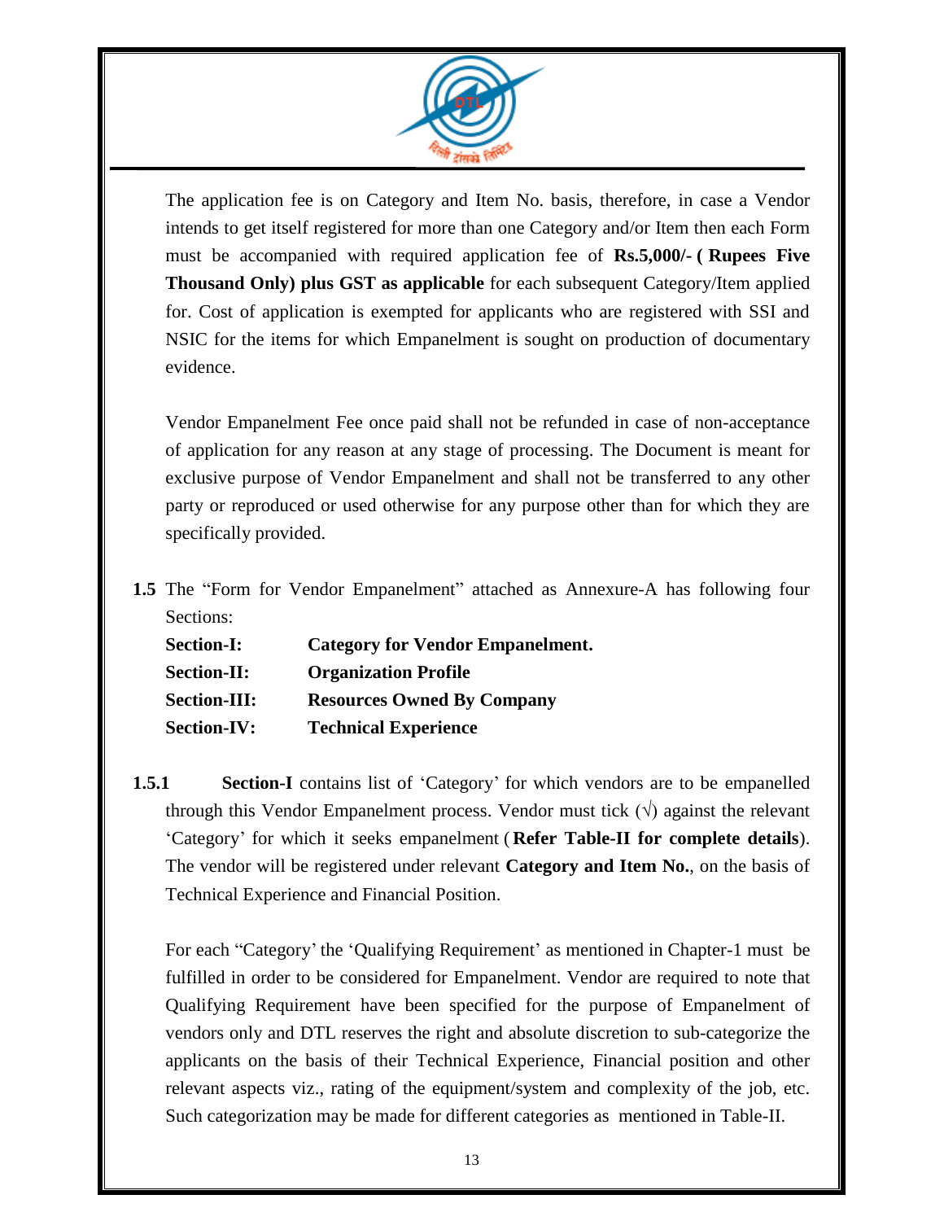The application fee is on Category and Item No. basis, therefore, in case a Vendor intends to get itself registered for more than one Category and/or Item then each Form must be accompanied with required application fee of **Rs.5,000/- ( Rupees Five Thousand Only) plus GST as applicable** for each subsequent Category/Item applied for. Cost of application is exempted for applicants who are registered with SSI and NSIC for the items for which Empanelment is sought on production of documentary evidence.

Vendor Empanelment Fee once paid shall not be refunded in case of non-acceptance of application for any reason at any stage of processing. The Document is meant for exclusive purpose of Vendor Empanelment and shall not be transferred to any other party or reproduced or used otherwise for any purpose other than for which they are specifically provided.

**1.5** The "Form for Vendor Empanelment" attached as Annexure-A has following four Sections:

| | |
|---|---|
| **Section-I:** | **Category for Vendor Empanelment.** |
| **Section-II:** | **Organization Profile** |
| **Section-III:** | **Resources Owned By Company** |
| **Section-IV:** | **Technical Experience** |

**1.5.1** **Section-I** contains list of 'Category' for which vendors are to be empanelled through this Vendor Empanelment process. Vendor must tick (√) against the relevant 'Category' for which it seeks empanelment (**Refer Table-II for complete details**). The vendor will be registered under relevant **Category and Item No.**, on the basis of Technical Experience and Financial Position.

For each "Category' the 'Qualifying Requirement' as mentioned in Chapter-1 must be fulfilled in order to be considered for Empanelment. Vendor are required to note that Qualifying Requirement have been specified for the purpose of Empanelment of vendors only and DTL reserves the right and absolute discretion to sub-categorize the applicants on the basis of their Technical Experience, Financial position and other relevant aspects viz., rating of the equipment/system and complexity of the job, etc. Such categorization may be made for different categories as mentioned in Table-II.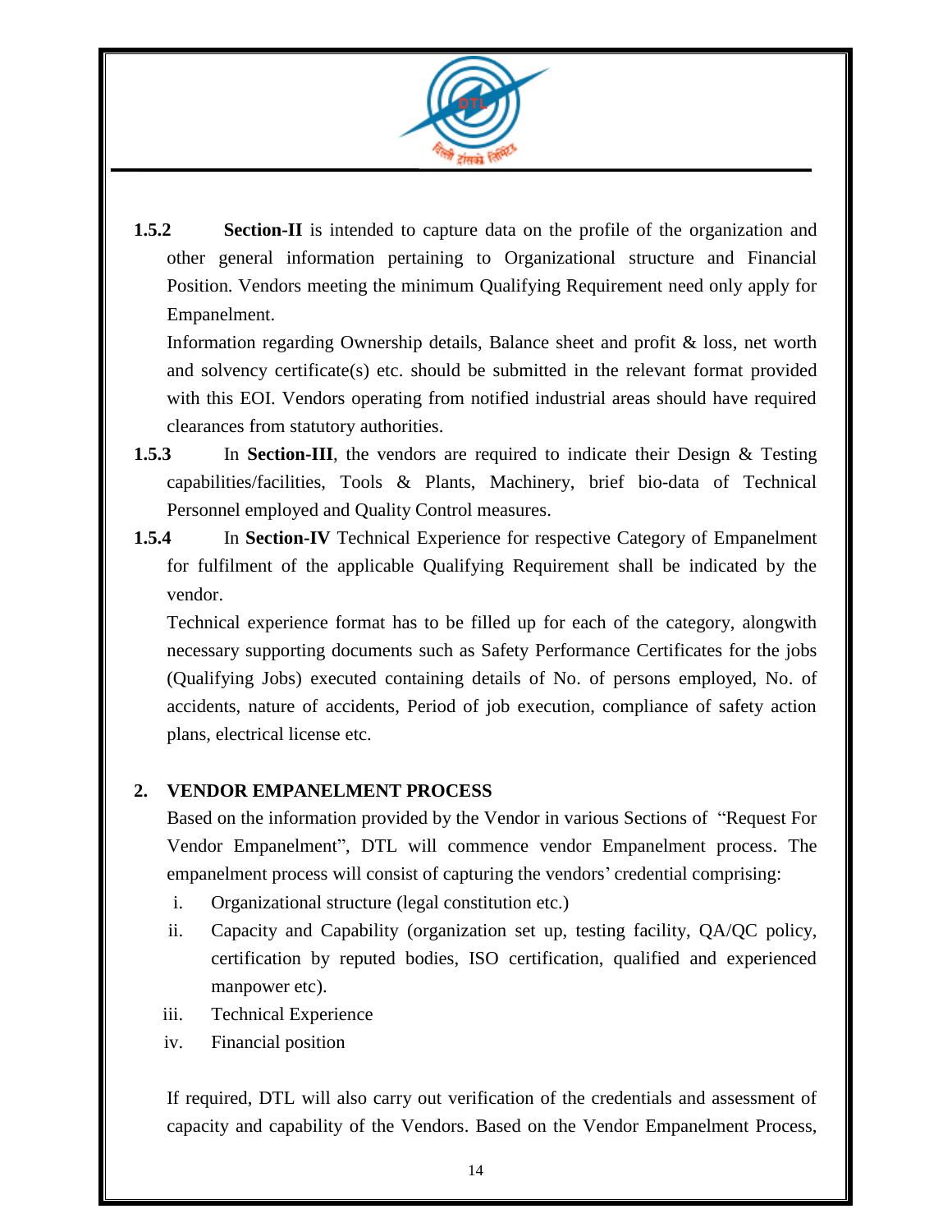**1.5.2** **Section-II** is intended to capture data on the profile of the organization and other general information pertaining to Organizational structure and Financial Position. Vendors meeting the minimum Qualifying Requirement need only apply for Empanelment.

Information regarding Ownership details, Balance sheet and profit & loss, net worth and solvency certificate(s) etc. should be submitted in the relevant format provided with this EOI. Vendors operating from notified industrial areas should have required clearances from statutory authorities.

**1.5.3** In **Section-III**, the vendors are required to indicate their Design & Testing capabilities/facilities, Tools & Plants, Machinery, brief bio-data of Technical Personnel employed and Quality Control measures.

**1.5.4** In **Section-IV** Technical Experience for respective Category of Empanelment for fulfilment of the applicable Qualifying Requirement shall be indicated by the vendor.

Technical experience format has to be filled up for each of the category, alongwith necessary supporting documents such as Safety Performance Certificates for the jobs (Qualifying Jobs) executed containing details of No. of persons employed, No. of accidents, nature of accidents, Period of job execution, compliance of safety action plans, electrical license etc.

## 2. VENDOR EMPANELMENT PROCESS

Based on the information provided by the Vendor in various Sections of "Request For Vendor Empanelment", DTL will commence vendor Empanelment process. The empanelment process will consist of capturing the vendors' credential comprising:

i. Organizational structure (legal constitution etc.)
ii. Capacity and Capability (organization set up, testing facility, QA/QC policy, certification by reputed bodies, ISO certification, qualified and experienced manpower etc).
iii. Technical Experience
iv. Financial position

If required, DTL will also carry out verification of the credentials and assessment of capacity and capability of the Vendors. Based on the Vendor Empanelment Process,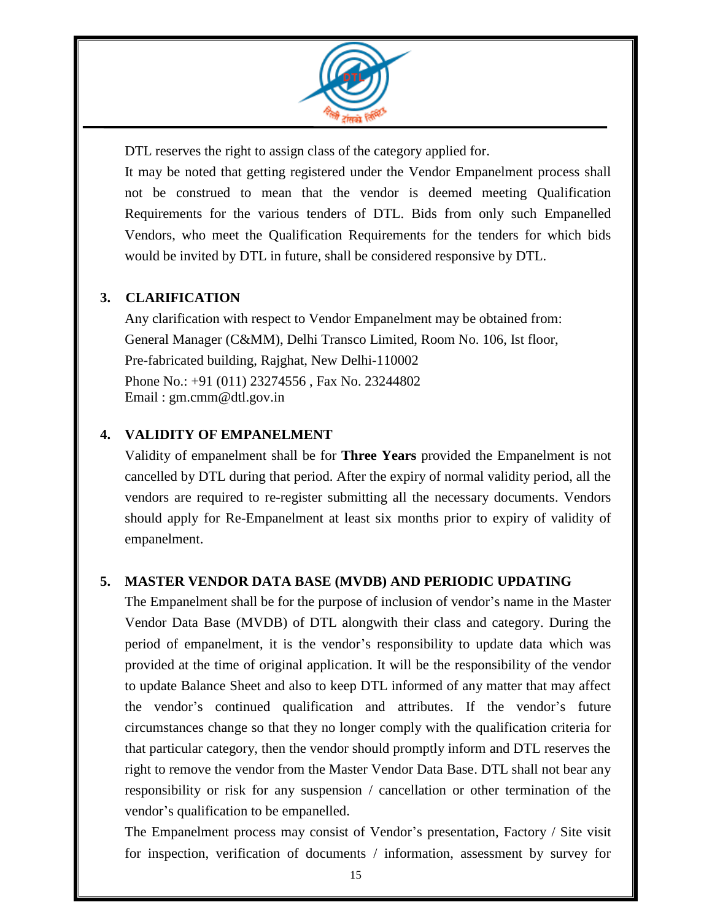DTL reserves the right to assign class of the category applied for.

It may be noted that getting registered under the Vendor Empanelment process shall not be construed to mean that the vendor is deemed meeting Qualification Requirements for the various tenders of DTL. Bids from only such Empanelled Vendors, who meet the Qualification Requirements for the tenders for which bids would be invited by DTL in future, shall be considered responsive by DTL.

## 3. CLARIFICATION

Any clarification with respect to Vendor Empanelment may be obtained from:
General Manager (C&MM), Delhi Transco Limited, Room No. 106, Ist floor,
Pre-fabricated building, Rajghat, New Delhi-110002
Phone No.: +91 (011) 23274556 , Fax No. 23244802
Email : gm.cmm@dtl.gov.in

## 4. VALIDITY OF EMPANELMENT

Validity of empanelment shall be for **Three Years** provided the Empanelment is not cancelled by DTL during that period. After the expiry of normal validity period, all the vendors are required to re-register submitting all the necessary documents. Vendors should apply for Re-Empanelment at least six months prior to expiry of validity of empanelment.

## 5. MASTER VENDOR DATA BASE (MVDB) AND PERIODIC UPDATING

The Empanelment shall be for the purpose of inclusion of vendor's name in the Master Vendor Data Base (MVDB) of DTL alongwith their class and category. During the period of empanelment, it is the vendor's responsibility to update data which was provided at the time of original application. It will be the responsibility of the vendor to update Balance Sheet and also to keep DTL informed of any matter that may affect the vendor's continued qualification and attributes. If the vendor's future circumstances change so that they no longer comply with the qualification criteria for that particular category, then the vendor should promptly inform and DTL reserves the right to remove the vendor from the Master Vendor Data Base. DTL shall not bear any responsibility or risk for any suspension / cancellation or other termination of the vendor's qualification to be empanelled.

The Empanelment process may consist of Vendor's presentation, Factory / Site visit for inspection, verification of documents / information, assessment by survey for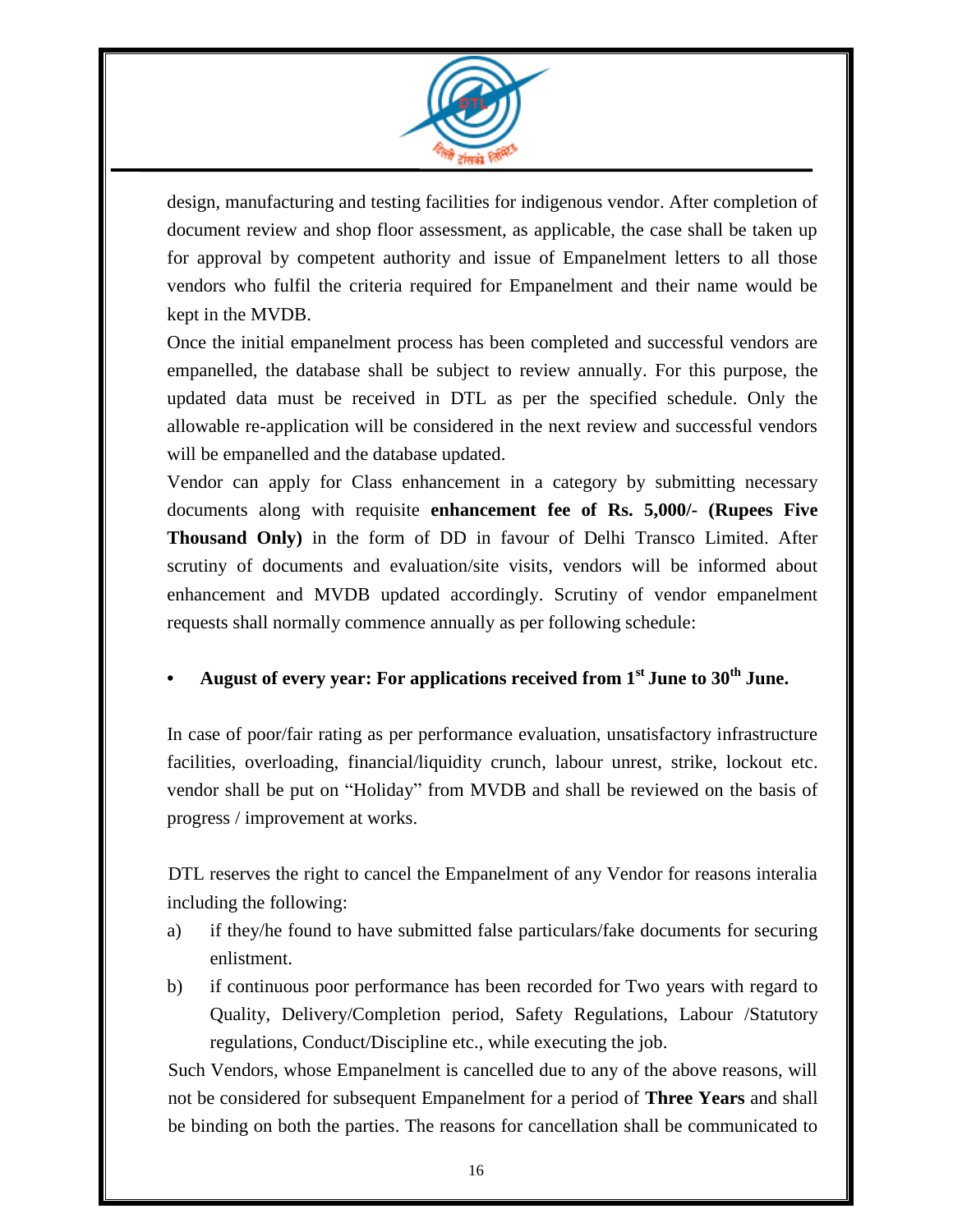design, manufacturing and testing facilities for indigenous vendor. After completion of document review and shop floor assessment, as applicable, the case shall be taken up for approval by competent authority and issue of Empanelment letters to all those vendors who fulfil the criteria required for Empanelment and their name would be kept in the MVDB.

Once the initial empanelment process has been completed and successful vendors are empanelled, the database shall be subject to review annually. For this purpose, the updated data must be received in DTL as per the specified schedule. Only the allowable re-application will be considered in the next review and successful vendors will be empanelled and the database updated.

Vendor can apply for Class enhancement in a category by submitting necessary documents along with requisite **enhancement fee of Rs. 5,000/- (Rupees Five Thousand Only)** in the form of DD in favour of Delhi Transco Limited. After scrutiny of documents and evaluation/site visits, vendors will be informed about enhancement and MVDB updated accordingly. Scrutiny of vendor empanelment requests shall normally commence annually as per following schedule:

- **August of every year: For applications received from 1st June to 30th June.**

In case of poor/fair rating as per performance evaluation, unsatisfactory infrastructure facilities, overloading, financial/liquidity crunch, labour unrest, strike, lockout etc. vendor shall be put on "Holiday" from MVDB and shall be reviewed on the basis of progress / improvement at works.

DTL reserves the right to cancel the Empanelment of any Vendor for reasons interalia including the following:

a) if they/he found to have submitted false particulars/fake documents for securing enlistment.

b) if continuous poor performance has been recorded for Two years with regard to Quality, Delivery/Completion period, Safety Regulations, Labour /Statutory regulations, Conduct/Discipline etc., while executing the job.

Such Vendors, whose Empanelment is cancelled due to any of the above reasons, will not be considered for subsequent Empanelment for a period of **Three Years** and shall be binding on both the parties. The reasons for cancellation shall be communicated to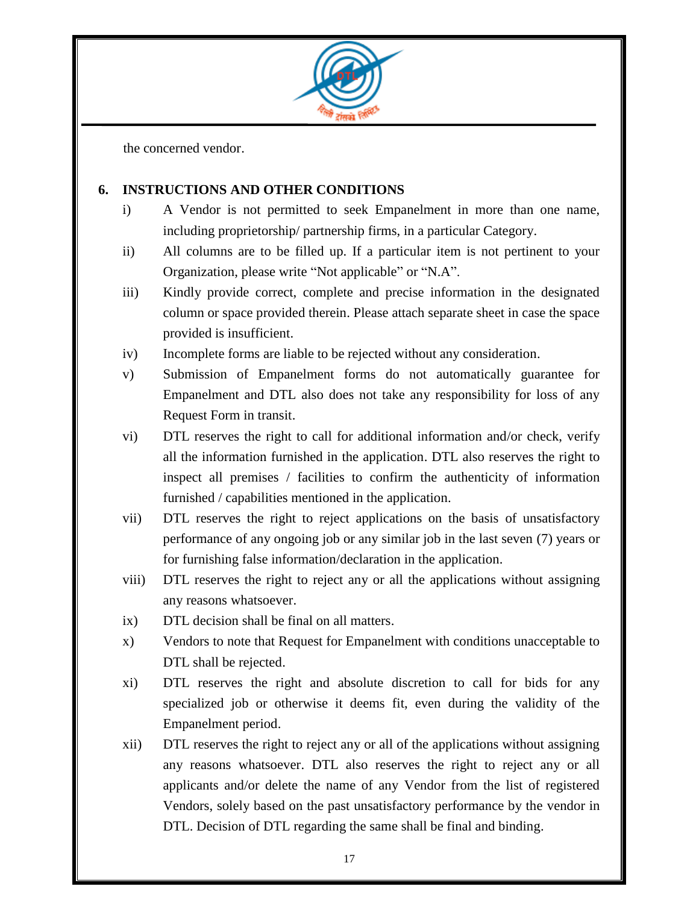the concerned vendor.

## 6. INSTRUCTIONS AND OTHER CONDITIONS

i) A Vendor is not permitted to seek Empanelment in more than one name, including proprietorship/ partnership firms, in a particular Category.

ii) All columns are to be filled up. If a particular item is not pertinent to your Organization, please write “Not applicable” or “N.A”.

iii) Kindly provide correct, complete and precise information in the designated column or space provided therein. Please attach separate sheet in case the space provided is insufficient.

iv) Incomplete forms are liable to be rejected without any consideration.

v) Submission of Empanelment forms do not automatically guarantee for Empanelment and DTL also does not take any responsibility for loss of any Request Form in transit.

vi) DTL reserves the right to call for additional information and/or check, verify all the information furnished in the application. DTL also reserves the right to inspect all premises / facilities to confirm the authenticity of information furnished / capabilities mentioned in the application.

vii) DTL reserves the right to reject applications on the basis of unsatisfactory performance of any ongoing job or any similar job in the last seven (7) years or for furnishing false information/declaration in the application.

viii) DTL reserves the right to reject any or all the applications without assigning any reasons whatsoever.

ix) DTL decision shall be final on all matters.

x) Vendors to note that Request for Empanelment with conditions unacceptable to DTL shall be rejected.

xi) DTL reserves the right and absolute discretion to call for bids for any specialized job or otherwise it deems fit, even during the validity of the Empanelment period.

xii) DTL reserves the right to reject any or all of the applications without assigning any reasons whatsoever. DTL also reserves the right to reject any or all applicants and/or delete the name of any Vendor from the list of registered Vendors, solely based on the past unsatisfactory performance by the vendor in DTL. Decision of DTL regarding the same shall be final and binding.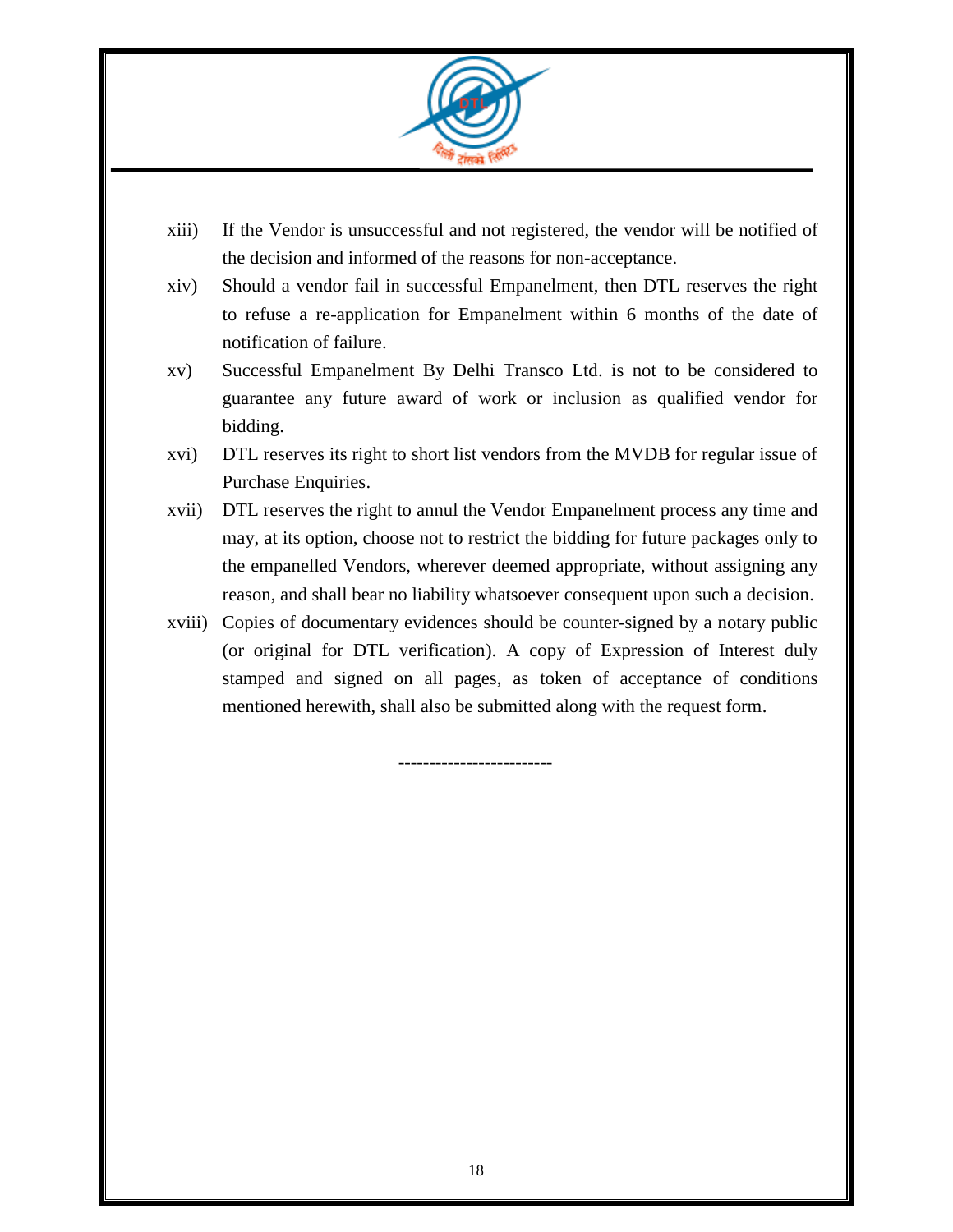xiii) If the Vendor is unsuccessful and not registered, the vendor will be notified of the decision and informed of the reasons for non-acceptance.

xiv) Should a vendor fail in successful Empanelment, then DTL reserves the right to refuse a re-application for Empanelment within 6 months of the date of notification of failure.

xv) Successful Empanelment By Delhi Transco Ltd. is not to be considered to guarantee any future award of work or inclusion as qualified vendor for bidding.

xvi) DTL reserves its right to short list vendors from the MVDB for regular issue of Purchase Enquiries.

xvii) DTL reserves the right to annul the Vendor Empanelment process any time and may, at its option, choose not to restrict the bidding for future packages only to the empanelled Vendors, wherever deemed appropriate, without assigning any reason, and shall bear no liability whatsoever consequent upon such a decision.

xviii) Copies of documentary evidences should be counter-signed by a notary public (or original for DTL verification). A copy of Expression of Interest duly stamped and signed on all pages, as token of acceptance of conditions mentioned herewith, shall also be submitted along with the request form.

-------------------------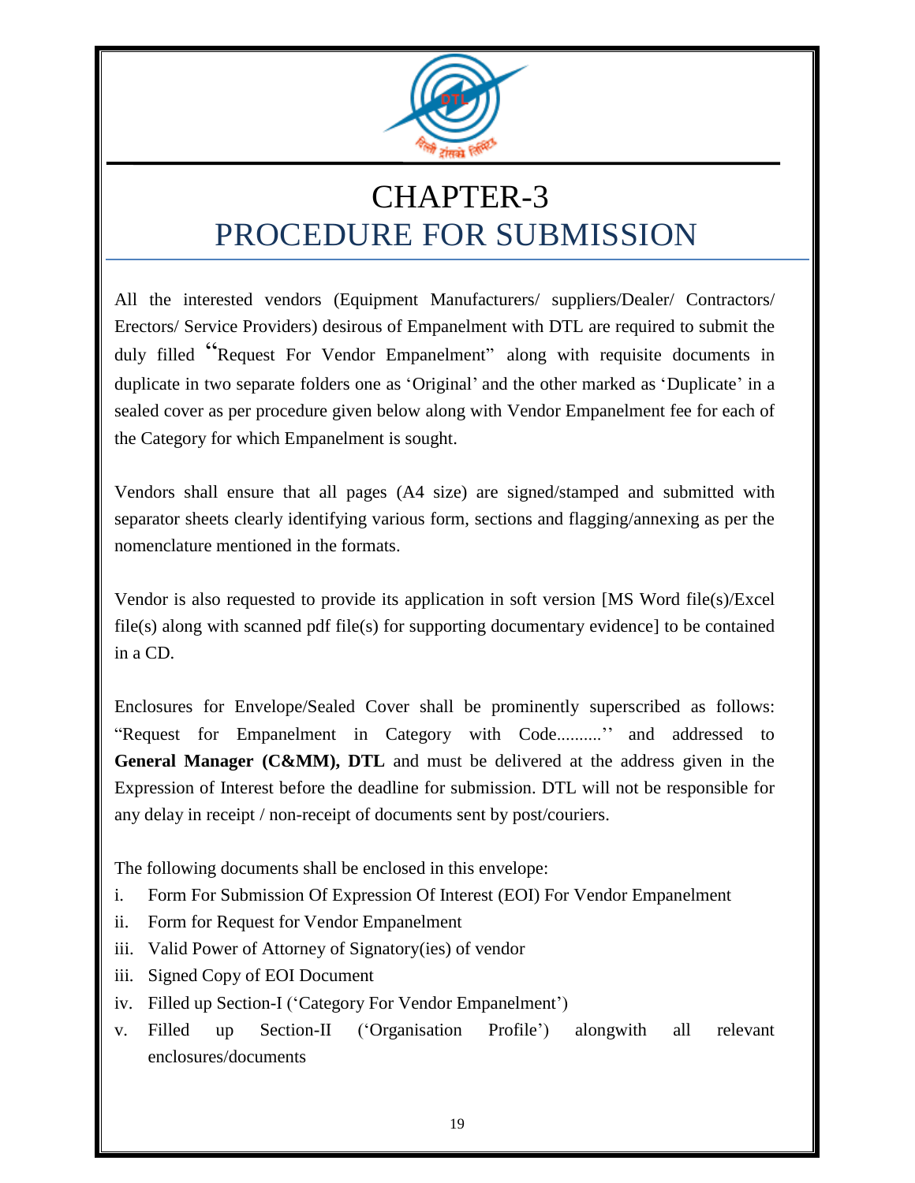# CHAPTER-3
# PROCEDURE FOR SUBMISSION

All the interested vendors (Equipment Manufacturers/ suppliers/Dealer/ Contractors/ Erectors/ Service Providers) desirous of Empanelment with DTL are required to submit the duly filled "Request For Vendor Empanelment" along with requisite documents in duplicate in two separate folders one as 'Original' and the other marked as 'Duplicate' in a sealed cover as per procedure given below along with Vendor Empanelment fee for each of the Category for which Empanelment is sought.

Vendors shall ensure that all pages (A4 size) are signed/stamped and submitted with separator sheets clearly identifying various form, sections and flagging/annexing as per the nomenclature mentioned in the formats.

Vendor is also requested to provide its application in soft version [MS Word file(s)/Excel file(s) along with scanned pdf file(s) for supporting documentary evidence] to be contained in a CD.

Enclosures for Envelope/Sealed Cover shall be prominently superscribed as follows: "Request for Empanelment in Category with Code..........'' and addressed to **General Manager (C&MM), DTL** and must be delivered at the address given in the Expression of Interest before the deadline for submission. DTL will not be responsible for any delay in receipt / non-receipt of documents sent by post/couriers.

The following documents shall be enclosed in this envelope:

i. Form For Submission Of Expression Of Interest (EOI) For Vendor Empanelment
ii. Form for Request for Vendor Empanelment
iii. Valid Power of Attorney of Signatory(ies) of vendor
iii. Signed Copy of EOI Document
iv. Filled up Section-I ('Category For Vendor Empanelment')
v. Filled up Section-II ('Organisation Profile') alongwith all relevant enclosures/documents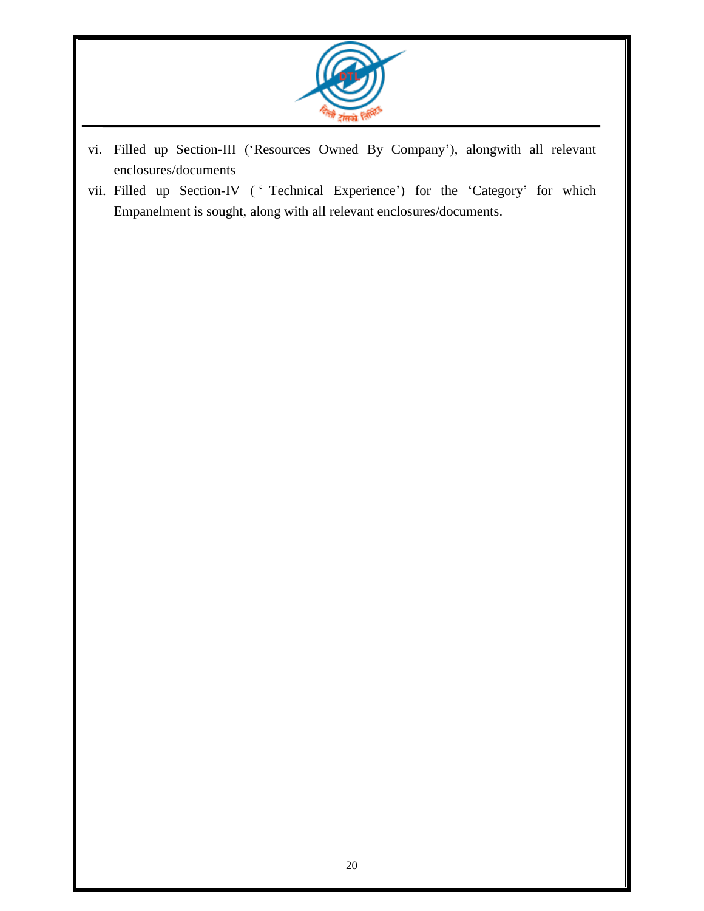vi. Filled up Section-III ('Resources Owned By Company'), alongwith all relevant enclosures/documents

vii. Filled up Section-IV (' Technical Experience') for the 'Category' for which Empanelment is sought, along with all relevant enclosures/documents.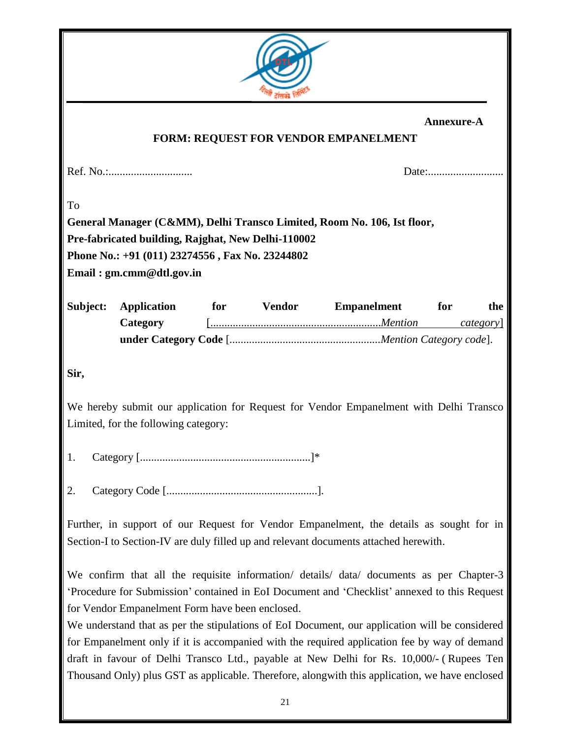**Annexure-A**

## FORM: REQUEST FOR VENDOR EMPANELMENT

Ref. No.:..............................                                                                    Date:...........................

To

**General Manager (C&MM), Delhi Transco Limited, Room No. 106, Ist floor,**
**Pre-fabricated building, Rajghat, New Delhi-110002**
**Phone No.: +91 (011) 23274556 , Fax No. 23244802**
**Email : gm.cmm@dtl.gov.in**

**Subject: Application for Vendor Empanelment for the Category** [.............................................................*Mention category*] **under Category Code** [......................................................*Mention Category code*].

**Sir,**

We hereby submit our application for Request for Vendor Empanelment with Delhi Transco Limited, for the following category:

1. Category [.............................................................]*

2. Category Code [......................................................].

Further, in support of our Request for Vendor Empanelment, the details as sought for in Section-I to Section-IV are duly filled up and relevant documents attached herewith.

We confirm that all the requisite information/ details/ data/ documents as per Chapter-3 'Procedure for Submission' contained in EoI Document and 'Checklist' annexed to this Request for Vendor Empanelment Form have been enclosed.

We understand that as per the stipulations of EoI Document, our application will be considered for Empanelment only if it is accompanied with the required application fee by way of demand draft in favour of Delhi Transco Ltd., payable at New Delhi for Rs. 10,000/- ( Rupees Ten Thousand Only) plus GST as applicable. Therefore, alongwith this application, we have enclosed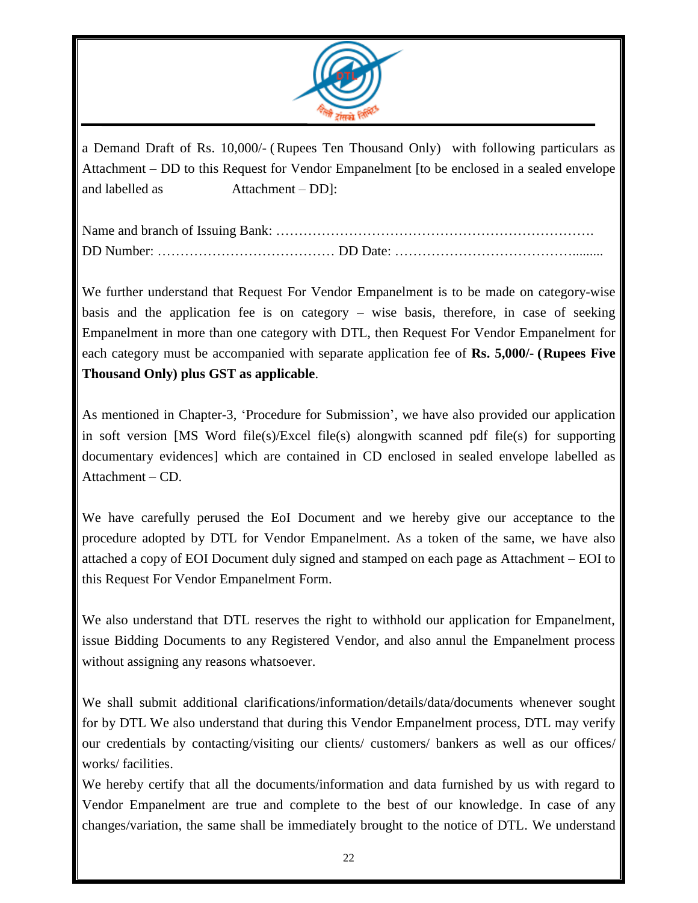a Demand Draft of Rs. 10,000/- ( Rupees Ten Thousand Only) with following particulars as Attachment – DD to this Request for Vendor Empanelment [to be enclosed in a sealed envelope and labelled as Attachment – DD]:

Name and branch of Issuing Bank: …………………………………………………………….
DD Number: ………………………………… DD Date: …………………………………........

We further understand that Request For Vendor Empanelment is to be made on category-wise basis and the application fee is on category – wise basis, therefore, in case of seeking Empanelment in more than one category with DTL, then Request For Vendor Empanelment for each category must be accompanied with separate application fee of **Rs. 5,000/- (Rupees Five Thousand Only) plus GST as applicable**.

As mentioned in Chapter-3, 'Procedure for Submission', we have also provided our application in soft version [MS Word file(s)/Excel file(s) alongwith scanned pdf file(s) for supporting documentary evidences] which are contained in CD enclosed in sealed envelope labelled as Attachment – CD.

We have carefully perused the EoI Document and we hereby give our acceptance to the procedure adopted by DTL for Vendor Empanelment. As a token of the same, we have also attached a copy of EOI Document duly signed and stamped on each page as Attachment – EOI to this Request For Vendor Empanelment Form.

We also understand that DTL reserves the right to withhold our application for Empanelment, issue Bidding Documents to any Registered Vendor, and also annul the Empanelment process without assigning any reasons whatsoever.

We shall submit additional clarifications/information/details/data/documents whenever sought for by DTL We also understand that during this Vendor Empanelment process, DTL may verify our credentials by contacting/visiting our clients/ customers/ bankers as well as our offices/ works/ facilities.

We hereby certify that all the documents/information and data furnished by us with regard to Vendor Empanelment are true and complete to the best of our knowledge. In case of any changes/variation, the same shall be immediately brought to the notice of DTL. We understand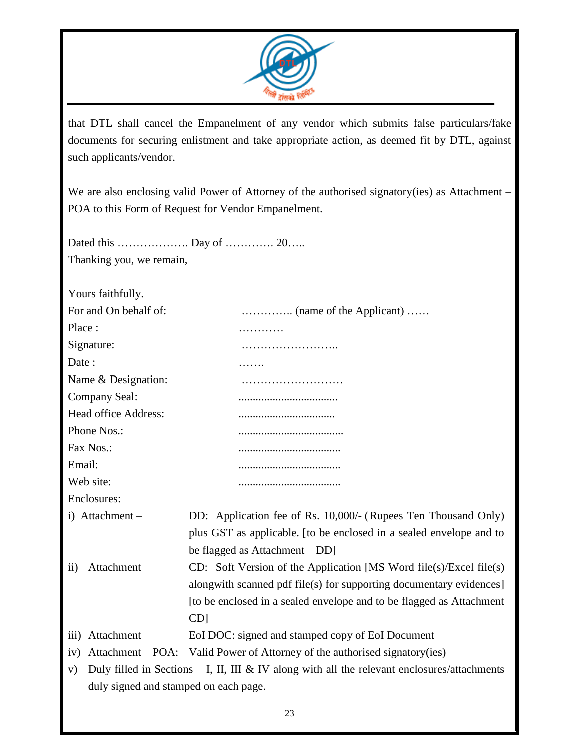that DTL shall cancel the Empanelment of any vendor which submits false particulars/fake documents for securing enlistment and take appropriate action, as deemed fit by DTL, against such applicants/vendor.

We are also enclosing valid Power of Attorney of the authorised signatory(ies) as Attachment – POA to this Form of Request for Vendor Empanelment.

Dated this ………………. Day of …………. 20…..

Thanking you, we remain,

Yours faithfully.

For and On behalf of: ………….. (name of the Applicant) ……

Place : …………

Signature: ……………………..

Date : …….

Name & Designation: ………………………

Company Seal: ...................................

Head office Address: ..................................

Phone Nos.: .....................................

Fax Nos.: ....................................

Email: ....................................

Web site: ....................................

Enclosures:

i) Attachment – DD: Application fee of Rs. 10,000/- (Rupees Ten Thousand Only) plus GST as applicable. [to be enclosed in a sealed envelope and to be flagged as Attachment – DD]

ii) Attachment – CD: Soft Version of the Application [MS Word file(s)/Excel file(s) alongwith scanned pdf file(s) for supporting documentary evidences] [to be enclosed in a sealed envelope and to be flagged as Attachment CD]

iii) Attachment – EoI DOC: signed and stamped copy of EoI Document

iv) Attachment – POA: Valid Power of Attorney of the authorised signatory(ies)

v) Duly filled in Sections – I, II, III & IV along with all the relevant enclosures/attachments duly signed and stamped on each page.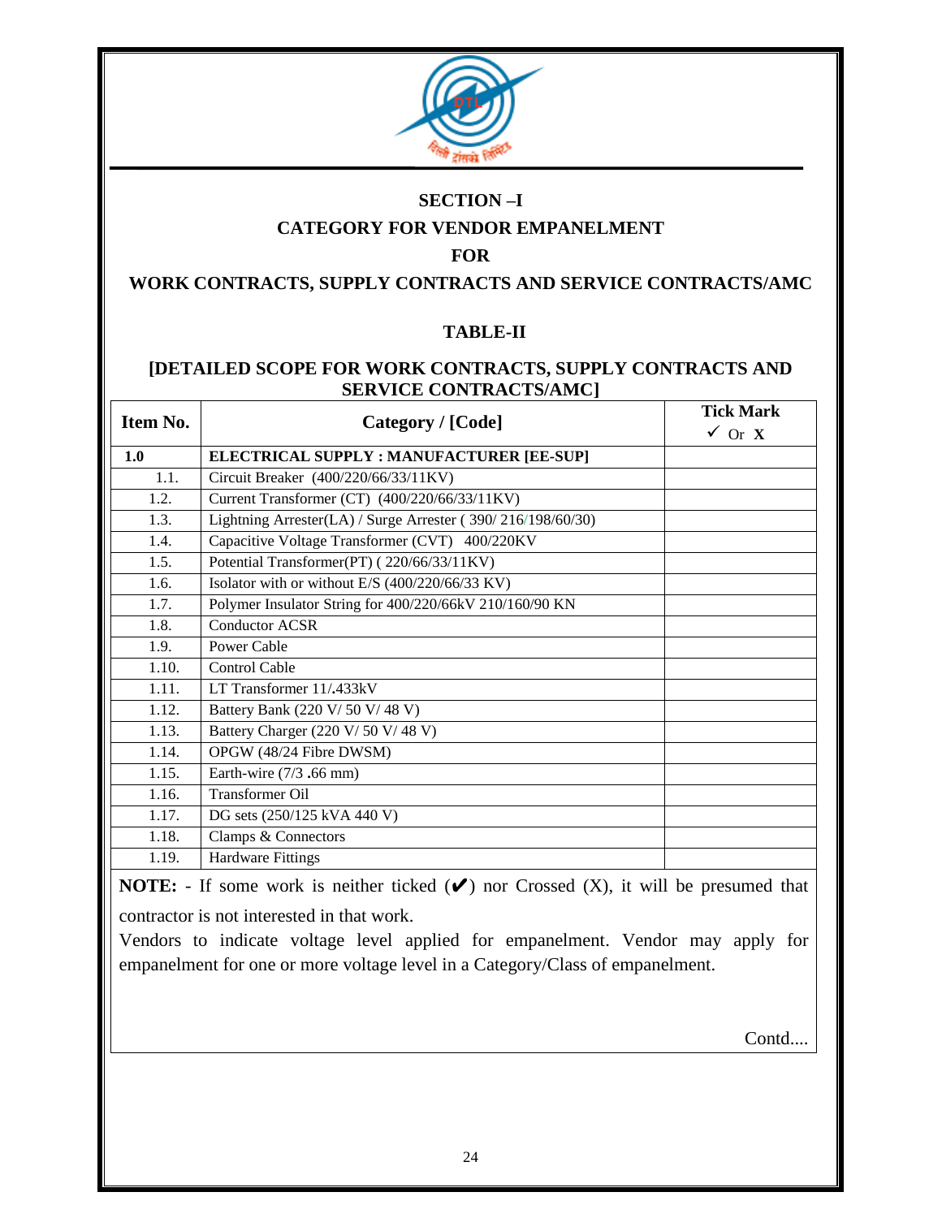## SECTION –I

## CATEGORY FOR VENDOR EMPANELMENT

## FOR

## WORK CONTRACTS, SUPPLY CONTRACTS AND SERVICE CONTRACTS/AMC

### TABLE-II

### [DETAILED SCOPE FOR WORK CONTRACTS, SUPPLY CONTRACTS AND SERVICE CONTRACTS/AMC]

| Item No. | Category / [Code] | Tick Mark ✓ Or X |
|---|---|---|
| **1.0** | **ELECTRICAL SUPPLY : MANUFACTURER [EE-SUP]** | |
| 1.1. | Circuit Breaker (400/220/66/33/11KV) | |
| 1.2. | Current Transformer (CT) (400/220/66/33/11KV) | |
| 1.3. | Lightning Arrester(LA) / Surge Arrester ( 390/ 216/198/60/30) | |
| 1.4. | Capacitive Voltage Transformer (CVT) 400/220KV | |
| 1.5. | Potential Transformer(PT) ( 220/66/33/11KV) | |
| 1.6. | Isolator with or without E/S (400/220/66/33 KV) | |
| 1.7. | Polymer Insulator String for 400/220/66kV 210/160/90 KN | |
| 1.8. | Conductor ACSR | |
| 1.9. | Power Cable | |
| 1.10. | Control Cable | |
| 1.11. | LT Transformer 11/.433kV | |
| 1.12. | Battery Bank (220 V/ 50 V/ 48 V) | |
| 1.13. | Battery Charger (220 V/ 50 V/ 48 V) | |
| 1.14. | OPGW (48/24 Fibre DWSM) | |
| 1.15. | Earth-wire (7/3 .66 mm) | |
| 1.16. | Transformer Oil | |
| 1.17. | DG sets (250/125 kVA 440 V) | |
| 1.18. | Clamps & Connectors | |
| 1.19. | Hardware Fittings | |

**NOTE:** - If some work is neither ticked (✔) nor Crossed (X), it will be presumed that contractor is not interested in that work.

Vendors to indicate voltage level applied for empanelment. Vendor may apply for empanelment for one or more voltage level in a Category/Class of empanelment.

Contd....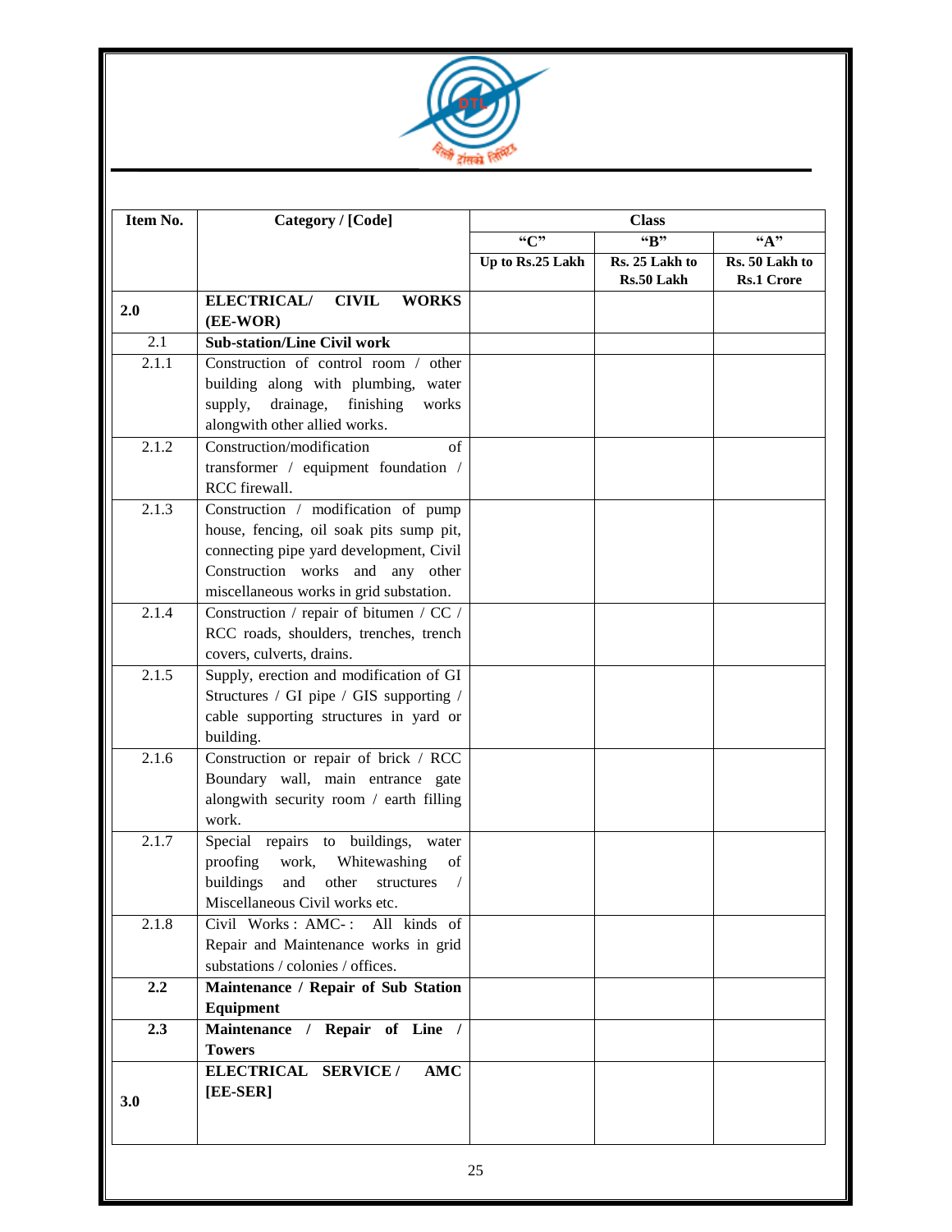| Item No. | Category / [Code] | Class | | |
|---|---|---|---|---|
| | | "C" | "B" | "A" |
| | | Up to Rs.25 Lakh | Rs. 25 Lakh to Rs.50 Lakh | Rs. 50 Lakh to Rs.1 Crore |
| **2.0** | **ELECTRICAL/ CIVIL WORKS (EE-WOR)** | | | |
| 2.1 | **Sub-station/Line Civil work** | | | |
| 2.1.1 | Construction of control room / other building along with plumbing, water supply, drainage, finishing works alongwith other allied works. | | | |
| 2.1.2 | Construction/modification of transformer / equipment foundation / RCC firewall. | | | |
| 2.1.3 | Construction / modification of pump house, fencing, oil soak pits sump pit, connecting pipe yard development, Civil Construction works and any other miscellaneous works in grid substation. | | | |
| 2.1.4 | Construction / repair of bitumen / CC / RCC roads, shoulders, trenches, trench covers, culverts, drains. | | | |
| 2.1.5 | Supply, erection and modification of GI Structures / GI pipe / GIS supporting / cable supporting structures in yard or building. | | | |
| 2.1.6 | Construction or repair of brick / RCC Boundary wall, main entrance gate alongwith security room / earth filling work. | | | |
| 2.1.7 | Special repairs to buildings, water proofing work, Whitewashing of buildings and other structures / Miscellaneous Civil works etc. | | | |
| 2.1.8 | Civil Works : AMC-: All kinds of Repair and Maintenance works in grid substations / colonies / offices. | | | |
| **2.2** | **Maintenance / Repair of Sub Station Equipment** | | | |
| **2.3** | **Maintenance / Repair of Line / Towers** | | | |
| **3.0** | **ELECTRICAL SERVICE / AMC [EE-SER]** | | | |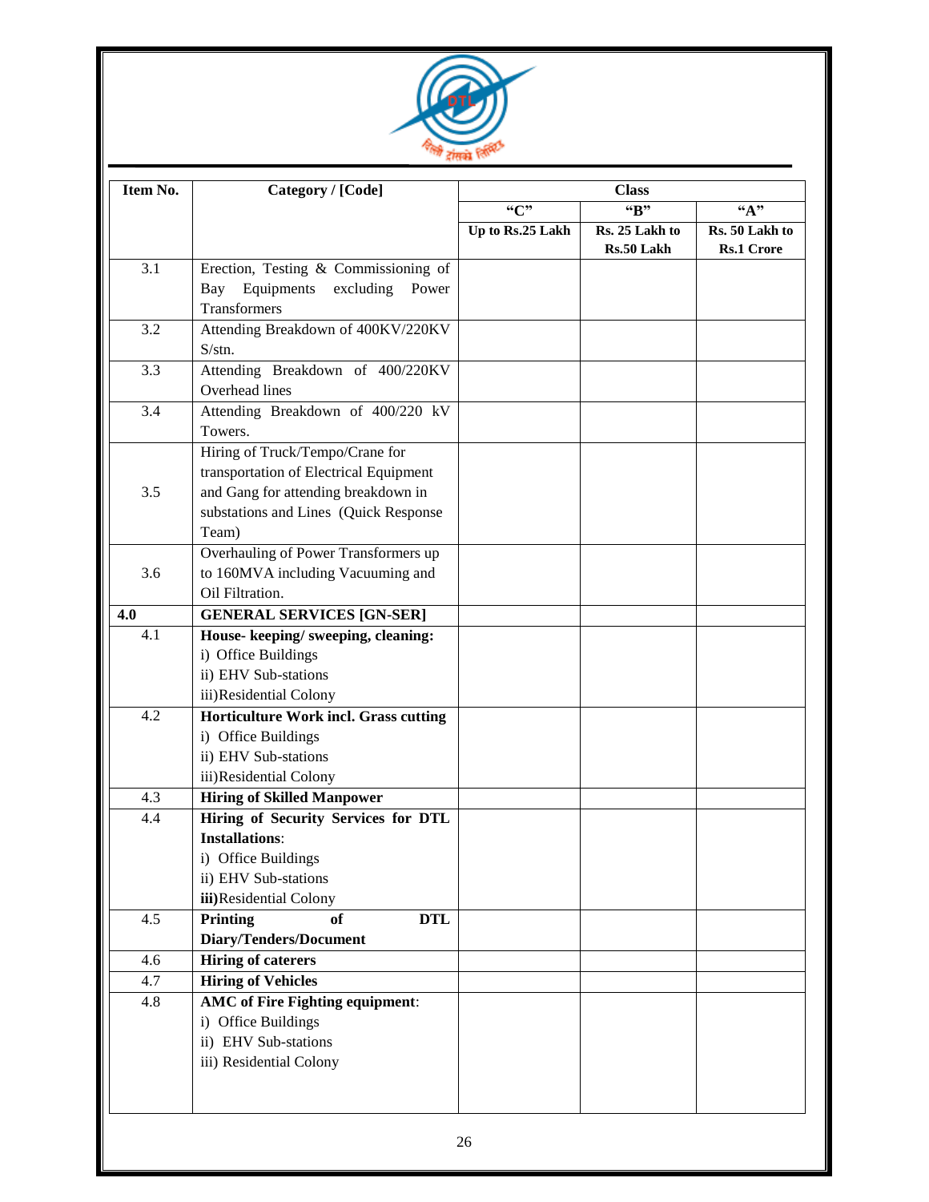| Item No. | Category / [Code] | Class | | |
|---|---|---|---|---|
| | | **"C"** | **"B"** | **"A"** |
| | | **Up to Rs.25 Lakh** | **Rs. 25 Lakh to Rs.50 Lakh** | **Rs. 50 Lakh to Rs.1 Crore** |
| 3.1 | Erection, Testing & Commissioning of Bay Equipments excluding Power Transformers | | | |
| 3.2 | Attending Breakdown of 400KV/220KV S/stn. | | | |
| 3.3 | Attending Breakdown of 400/220KV Overhead lines | | | |
| 3.4 | Attending Breakdown of 400/220 kV Towers. | | | |
| 3.5 | Hiring of Truck/Tempo/Crane for transportation of Electrical Equipment and Gang for attending breakdown in substations and Lines (Quick Response Team) | | | |
| 3.6 | Overhauling of Power Transformers up to 160MVA including Vacuuming and Oil Filtration. | | | |
| **4.0** | **GENERAL SERVICES [GN-SER]** | | | |
| 4.1 | **House- keeping/ sweeping, cleaning:** i) Office Buildings ii) EHV Sub-stations iii) Residential Colony | | | |
| 4.2 | **Horticulture Work incl. Grass cutting** i) Office Buildings ii) EHV Sub-stations iii) Residential Colony | | | |
| 4.3 | **Hiring of Skilled Manpower** | | | |
| 4.4 | **Hiring of Security Services for DTL Installations**: i) Office Buildings ii) EHV Sub-stations **iii)** Residential Colony | | | |
| 4.5 | **Printing of DTL Diary/Tenders/Document** | | | |
| 4.6 | **Hiring of caterers** | | | |
| 4.7 | **Hiring of Vehicles** | | | |
| 4.8 | **AMC of Fire Fighting equipment**: i) Office Buildings ii) EHV Sub-stations iii) Residential Colony | | | |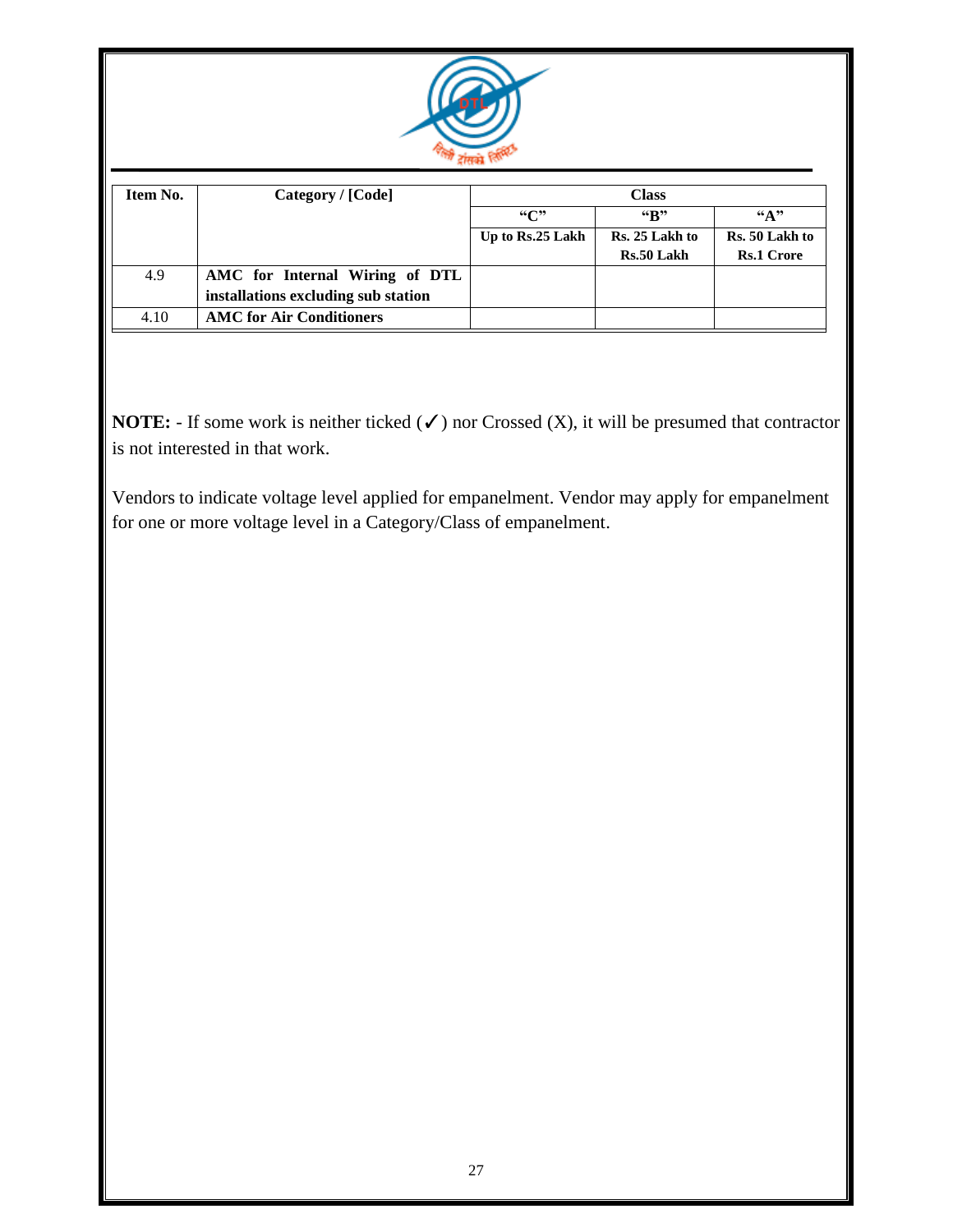| Item No. | Category / [Code] | Class | | |
|---|---|---|---|---|
| | | **"C"** | **"B"** | **"A"** |
| | | **Up to Rs.25 Lakh** | **Rs. 25 Lakh to Rs.50 Lakh** | **Rs. 50 Lakh to Rs.1 Crore** |
| 4.9 | **AMC for Internal Wiring of DTL installations excluding sub station** | | | |
| 4.10 | **AMC for Air Conditioners** | | | |

**NOTE: -** If some work is neither ticked (✓) nor Crossed (X), it will be presumed that contractor is not interested in that work.

Vendors to indicate voltage level applied for empanelment. Vendor may apply for empanelment for one or more voltage level in a Category/Class of empanelment.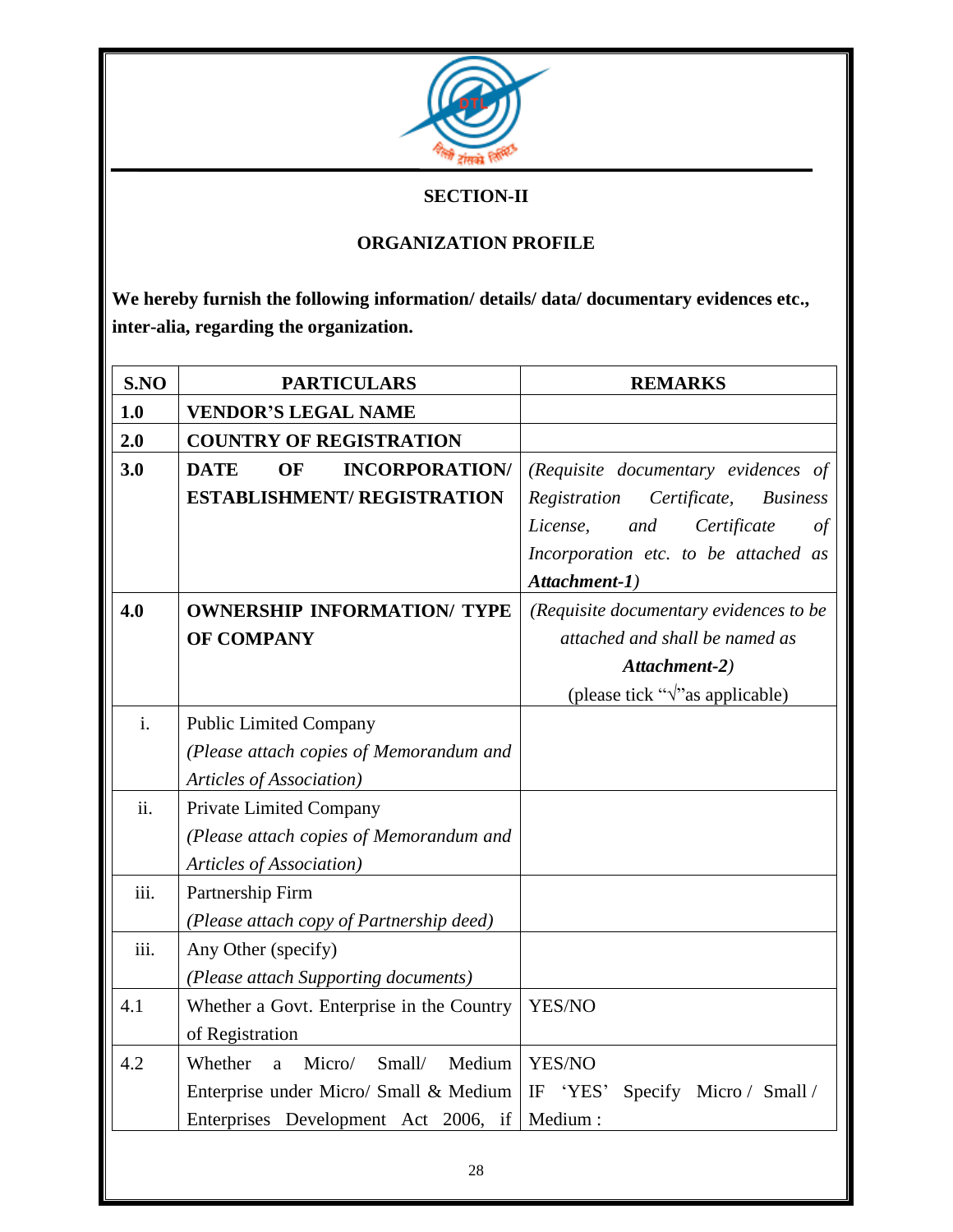## SECTION-II

## ORGANIZATION PROFILE

**We hereby furnish the following information/ details/ data/ documentary evidences etc., inter-alia, regarding the organization.**

| S.NO | PARTICULARS | REMARKS |
|---|---|---|
| **1.0** | **VENDOR'S LEGAL NAME** | |
| **2.0** | **COUNTRY OF REGISTRATION** | |
| **3.0** | **DATE OF INCORPORATION/ ESTABLISHMENT/ REGISTRATION** | *(Requisite documentary evidences of Registration Certificate, Business License, and Certificate of Incorporation etc. to be attached as* ***Attachment-1****)* |
| **4.0** | **OWNERSHIP INFORMATION/ TYPE OF COMPANY** | *(Requisite documentary evidences to be attached and shall be named as* ***Attachment-2****)* (please tick "√"as applicable) |
| i. | Public Limited Company *(Please attach copies of Memorandum and Articles of Association)* | |
| ii. | Private Limited Company *(Please attach copies of Memorandum and Articles of Association)* | |
| iii. | Partnership Firm *(Please attach copy of Partnership deed)* | |
| iii. | Any Other (specify) *(Please attach Supporting documents)* | |
| 4.1 | Whether a Govt. Enterprise in the Country of Registration | YES/NO |
| 4.2 | Whether a Micro/ Small/ Medium Enterprise under Micro/ Small & Medium Enterprises Development Act 2006, if | YES/NO IF 'YES' Specify Micro / Small / Medium : |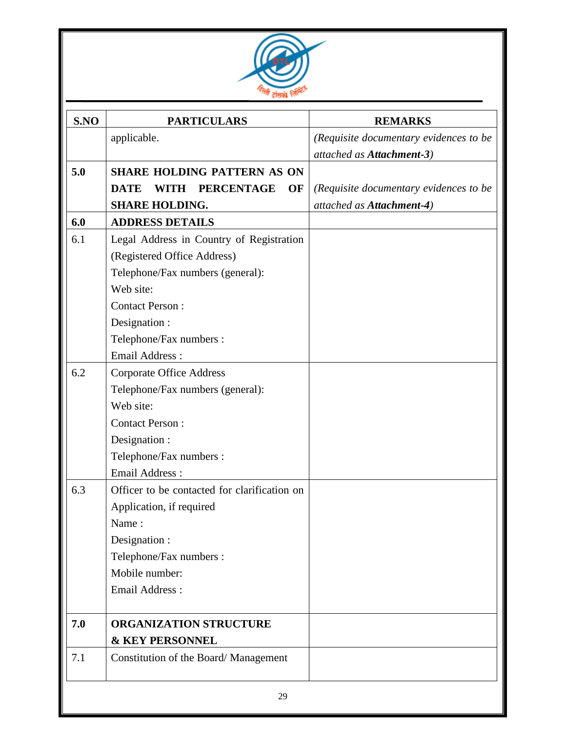| S.NO | PARTICULARS | REMARKS |
|---|---|---|
| | applicable. | *(Requisite documentary evidences to be attached as **Attachment-3**)* |
| **5.0** | **SHARE HOLDING PATTERN AS ON DATE WITH PERCENTAGE OF SHARE HOLDING.** | *(Requisite documentary evidences to be attached as **Attachment-4**)* |
| **6.0** | **ADDRESS DETAILS** | |
| 6.1 | Legal Address in Country of Registration (Registered Office Address)<br>Telephone/Fax numbers (general):<br>Web site:<br>Contact Person :<br>Designation :<br>Telephone/Fax numbers :<br>Email Address : | |
| 6.2 | Corporate Office Address<br>Telephone/Fax numbers (general):<br>Web site:<br>Contact Person :<br>Designation :<br>Telephone/Fax numbers :<br>Email Address : | |
| 6.3 | Officer to be contacted for clarification on Application, if required<br>Name :<br>Designation :<br>Telephone/Fax numbers :<br>Mobile number:<br>Email Address : | |
| **7.0** | **ORGANIZATION STRUCTURE & KEY PERSONNEL** | |
| 7.1 | Constitution of the Board/ Management | |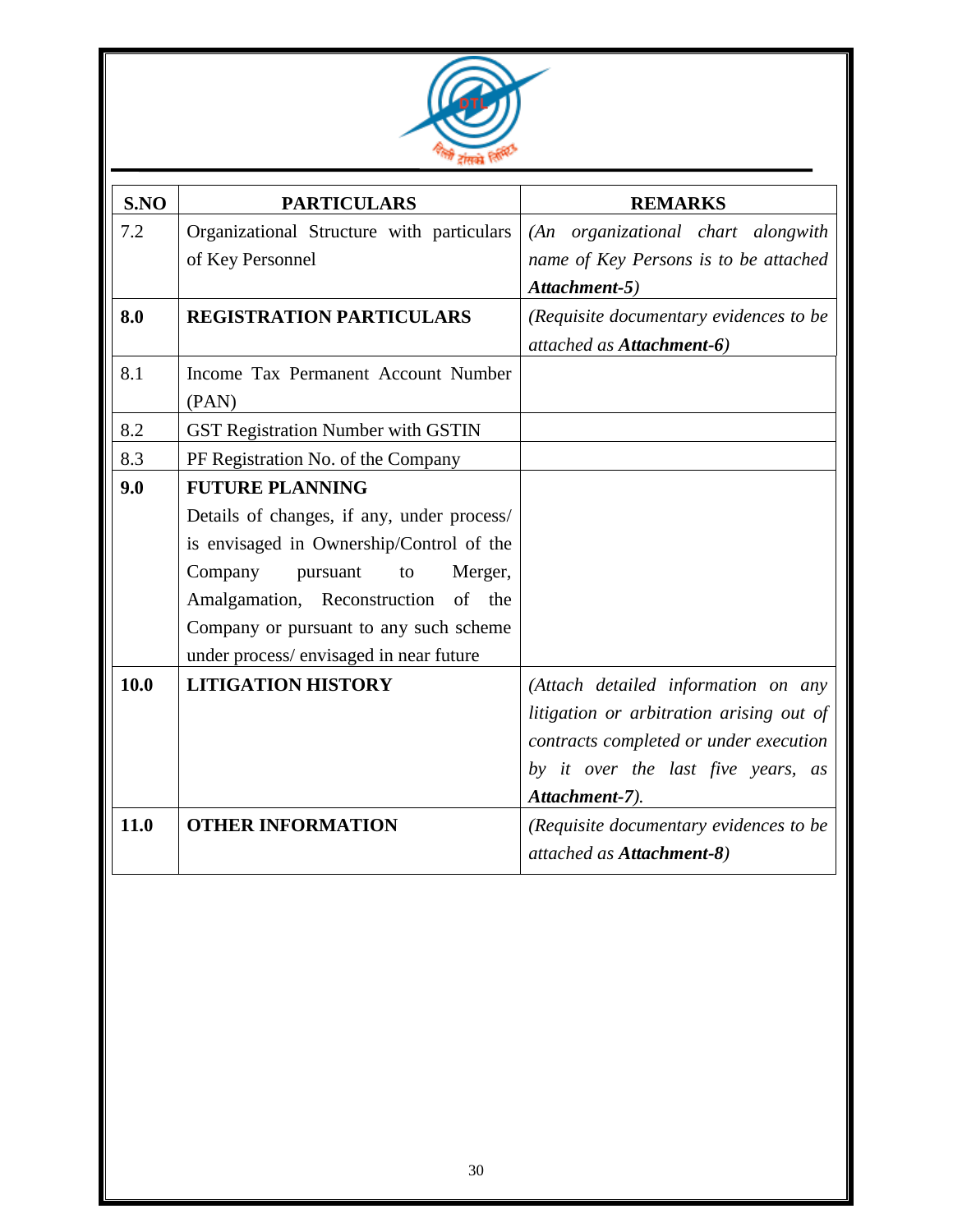| S.NO | PARTICULARS | REMARKS |
|---|---|---|
| 7.2 | Organizational Structure with particulars of Key Personnel | *(An organizational chart alongwith name of Key Persons is to be attached **Attachment-5**)* |
| **8.0** | **REGISTRATION PARTICULARS** | *(Requisite documentary evidences to be attached as **Attachment-6**)* |
| 8.1 | Income Tax Permanent Account Number (PAN) | |
| 8.2 | GST Registration Number with GSTIN | |
| 8.3 | PF Registration No. of the Company | |
| **9.0** | **FUTURE PLANNING**<br>Details of changes, if any, under process/ is envisaged in Ownership/Control of the Company pursuant to Merger, Amalgamation, Reconstruction of the Company or pursuant to any such scheme under process/ envisaged in near future | |
| **10.0** | **LITIGATION HISTORY** | *(Attach detailed information on any litigation or arbitration arising out of contracts completed or under execution by it over the last five years, as **Attachment-7**).* |
| **11.0** | **OTHER INFORMATION** | *(Requisite documentary evidences to be attached as **Attachment-8**)* |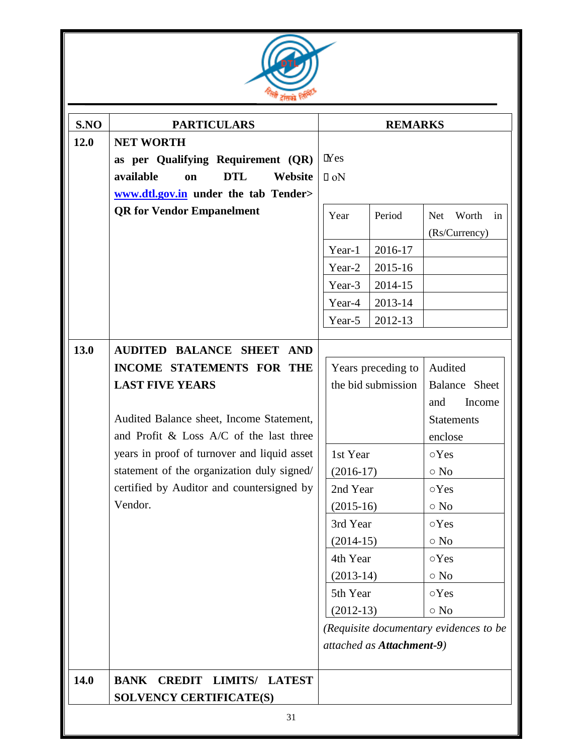| S.NO | PARTICULARS | REMARKS |
|---|---|---|
| **12.0** | **NET WORTH** **as per Qualifying Requirement (QR) available on DTL Website [www.dtl.gov.in](http://www.dtl.gov.in) under the tab Tender> QR for Vendor Empanelment** | □Yes □ oN |
| | | |

| Year | Period | Net Worth in (Rs/Currency) |
|---|---|---|
| Year-1 | 2016-17 | |
| Year-2 | 2015-16 | |
| Year-3 | 2014-15 | |
| Year-4 | 2013-14 | |
| Year-5 | 2012-13 | |

| S.NO | PARTICULARS | REMARKS |
|---|---|---|
| **13.0** | **AUDITED BALANCE SHEET AND INCOME STATEMENTS FOR THE LAST FIVE YEARS** Audited Balance sheet, Income Statement, and Profit & Loss A/C of the last three years in proof of turnover and liquid asset statement of the organization duly signed/ certified by Auditor and countersigned by Vendor. | |

| Years preceding to the bid submission | Audited Balance Sheet and Income Statements enclose |
|---|---|
| 1st Year (2016-17) | ○Yes ○ No |
| 2nd Year (2015-16) | ○Yes ○ No |
| 3rd Year (2014-15) | ○Yes ○ No |
| 4th Year (2013-14) | ○Yes ○ No |
| 5th Year (2012-13) | ○Yes ○ No |

*(Requisite documentary evidences to be attached as* ***Attachment-9****)*

| S.NO | PARTICULARS | REMARKS |
|---|---|---|
| **14.0** | **BANK CREDIT LIMITS/ LATEST SOLVENCY CERTIFICATE(S)** | |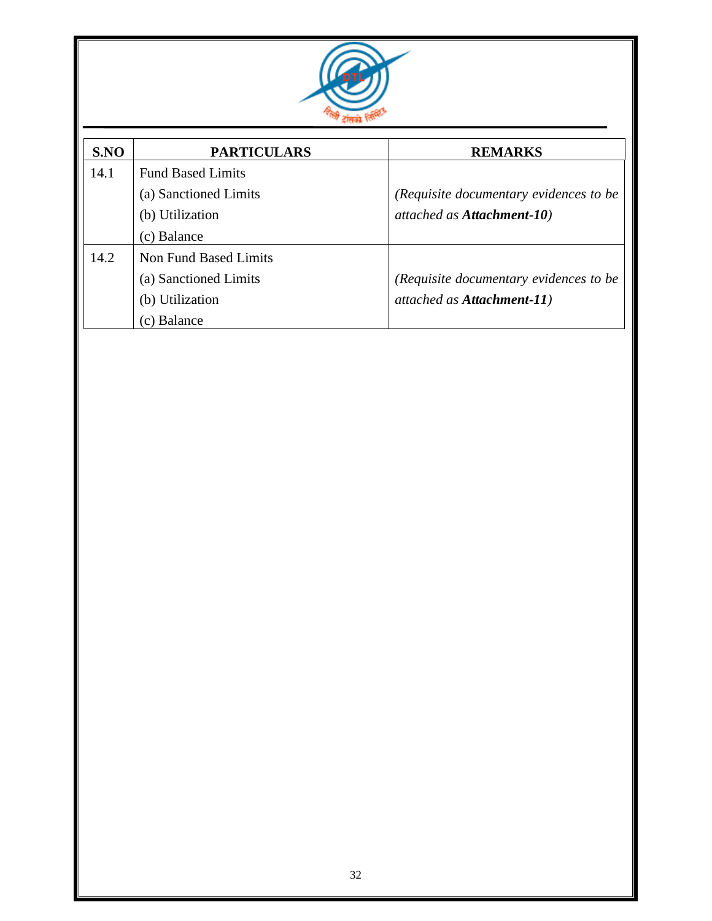| S.NO | PARTICULARS | REMARKS |
|---|---|---|
| 14.1 | Fund Based Limits<br>(a) Sanctioned Limits<br>(b) Utilization<br>(c) Balance | *(Requisite documentary evidences to be attached as **Attachment-10**)* |
| 14.2 | Non Fund Based Limits<br>(a) Sanctioned Limits<br>(b) Utilization<br>(c) Balance | *(Requisite documentary evidences to be attached as **Attachment-11**)* |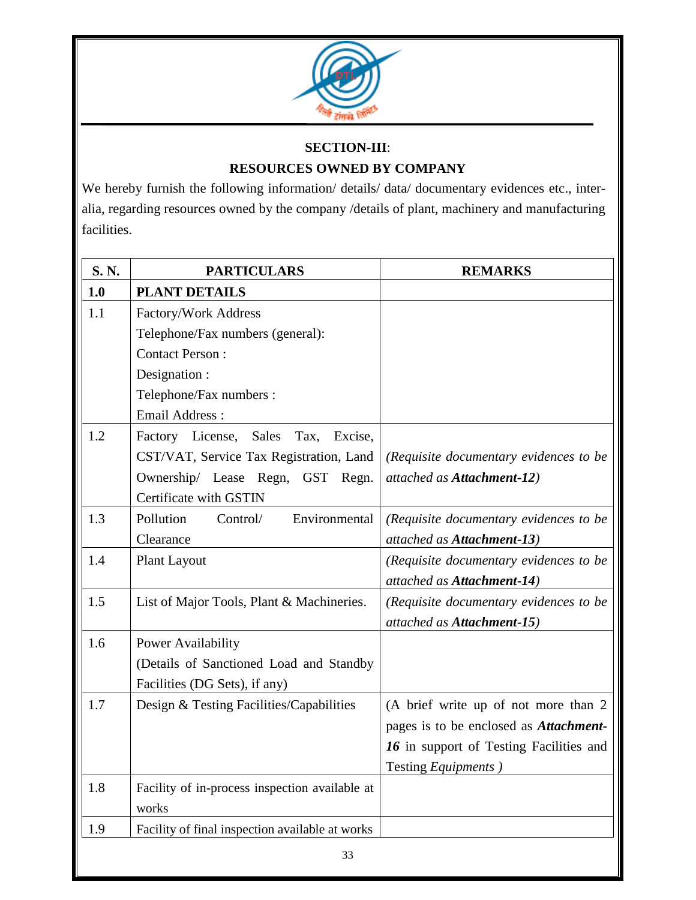## SECTION-III:

## RESOURCES OWNED BY COMPANY

We hereby furnish the following information/ details/ data/ documentary evidences etc., inter-alia, regarding resources owned by the company /details of plant, machinery and manufacturing facilities.

| S. N. | PARTICULARS | REMARKS |
|---|---|---|
| **1.0** | **PLANT DETAILS** | |
| 1.1 | Factory/Work Address<br>Telephone/Fax numbers (general):<br>Contact Person :<br>Designation :<br>Telephone/Fax numbers :<br>Email Address : | |
| 1.2 | Factory License, Sales Tax, Excise, CST/VAT, Service Tax Registration, Land Ownership/ Lease Regn, GST Regn. Certificate with GSTIN | *(Requisite documentary evidences to be attached as* ***Attachment-12****)* |
| 1.3 | Pollution Control/ Environmental Clearance | *(Requisite documentary evidences to be attached as* ***Attachment-13****)* |
| 1.4 | Plant Layout | *(Requisite documentary evidences to be attached as* ***Attachment-14****)* |
| 1.5 | List of Major Tools, Plant & Machineries. | *(Requisite documentary evidences to be attached as* ***Attachment-15****)* |
| 1.6 | Power Availability<br>(Details of Sanctioned Load and Standby Facilities (DG Sets), if any) | |
| 1.7 | Design & Testing Facilities/Capabilities | (A brief write up of not more than 2 pages is to be enclosed as ***Attachment-16*** in support of Testing Facilities and Testing *Equipments )* |
| 1.8 | Facility of in-process inspection available at works | |
| 1.9 | Facility of final inspection available at works | |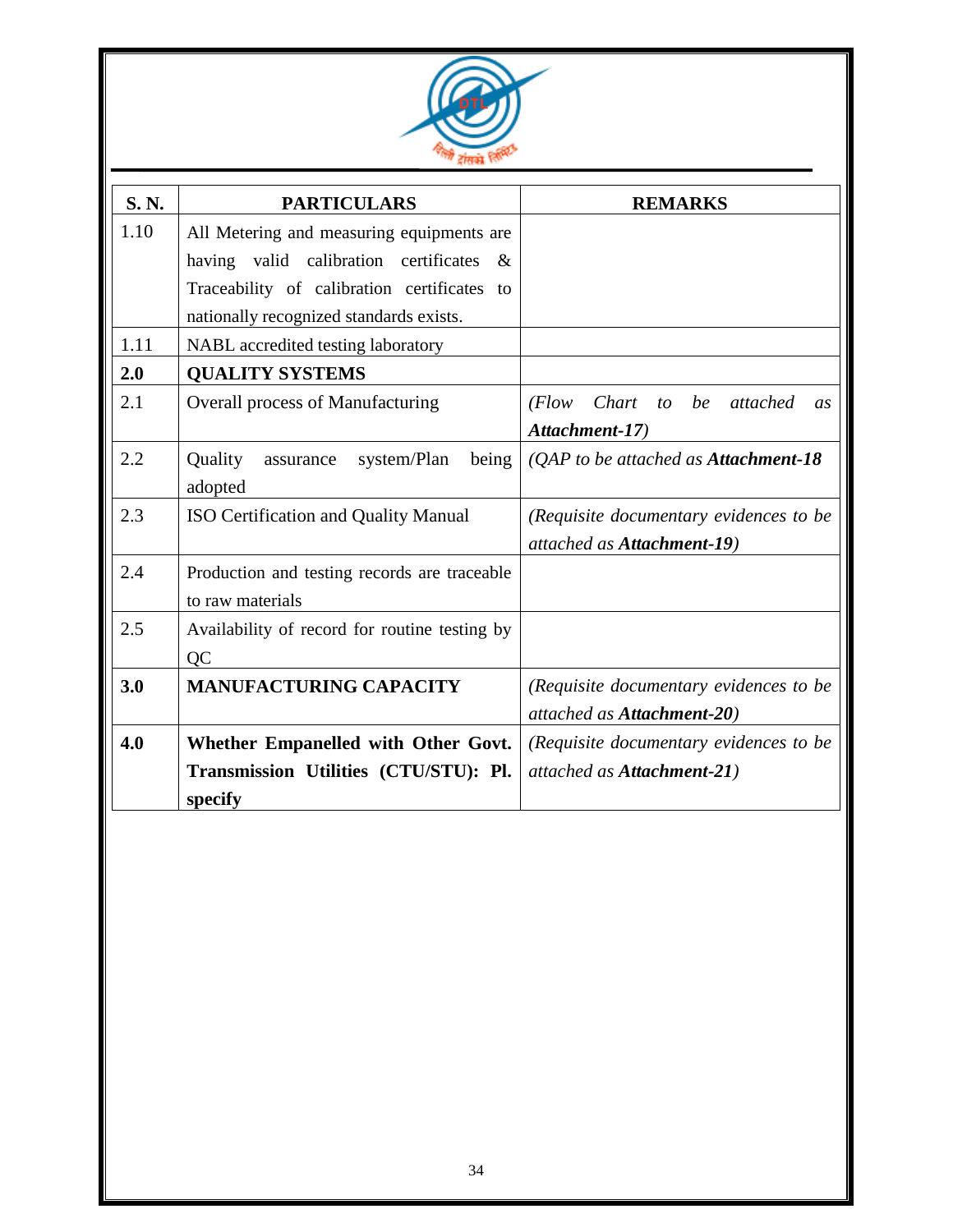| S. N. | PARTICULARS | REMARKS |
|---|---|---|
| 1.10 | All Metering and measuring equipments are having valid calibration certificates & Traceability of calibration certificates to nationally recognized standards exists. | |
| 1.11 | NABL accredited testing laboratory | |
| **2.0** | **QUALITY SYSTEMS** | |
| 2.1 | Overall process of Manufacturing | *(Flow Chart to be attached as **Attachment-17**)* |
| 2.2 | Quality assurance system/Plan being adopted | *(QAP to be attached as **Attachment-18*** |
| 2.3 | ISO Certification and Quality Manual | *(Requisite documentary evidences to be attached as **Attachment-19**)* |
| 2.4 | Production and testing records are traceable to raw materials | |
| 2.5 | Availability of record for routine testing by QC | |
| **3.0** | **MANUFACTURING CAPACITY** | *(Requisite documentary evidences to be attached as **Attachment-20**)* |
| **4.0** | **Whether Empanelled with Other Govt. Transmission Utilities (CTU/STU): Pl. specify** | *(Requisite documentary evidences to be attached as **Attachment-21**)* |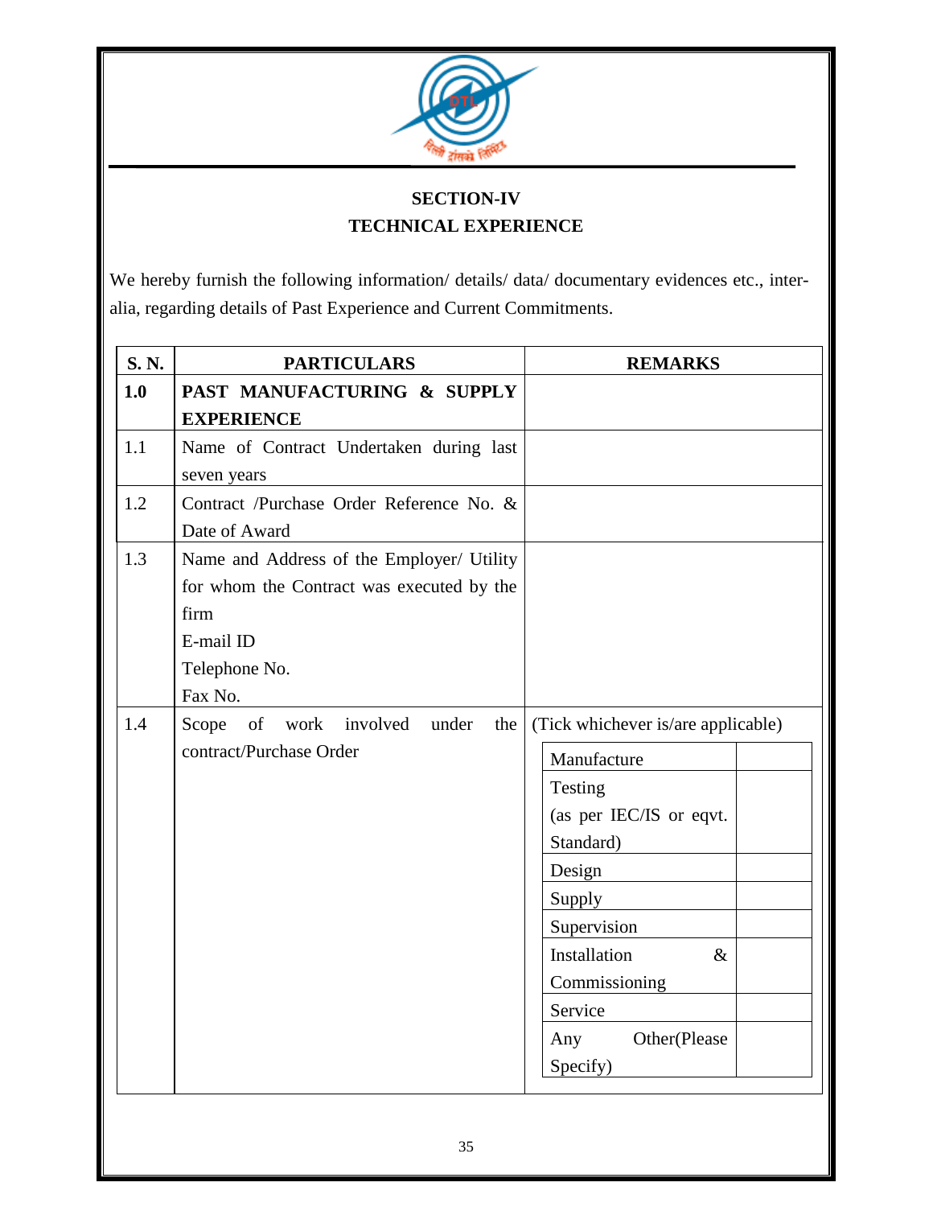## SECTION-IV
## TECHNICAL EXPERIENCE

We hereby furnish the following information/ details/ data/ documentary evidences etc., inter-alia, regarding details of Past Experience and Current Commitments.

| S. N. | PARTICULARS | REMARKS |
|---|---|---|
| **1.0** | **PAST MANUFACTURING & SUPPLY EXPERIENCE** | |
| 1.1 | Name of Contract Undertaken during last seven years | |
| 1.2 | Contract /Purchase Order Reference No. & Date of Award | |
| 1.3 | Name and Address of the Employer/ Utility for whom the Contract was executed by the firm<br>E-mail ID<br>Telephone No.<br>Fax No. | |
| 1.4 | Scope of work involved under the contract/Purchase Order | (Tick whichever is/are applicable)<br>Manufacture [ ]<br>Testing (as per IEC/IS or eqvt. Standard) [ ]<br>Design [ ]<br>Supply [ ]<br>Supervision [ ]<br>Installation & Commissioning [ ]<br>Service [ ]<br>Any Other(Please Specify) [ ] |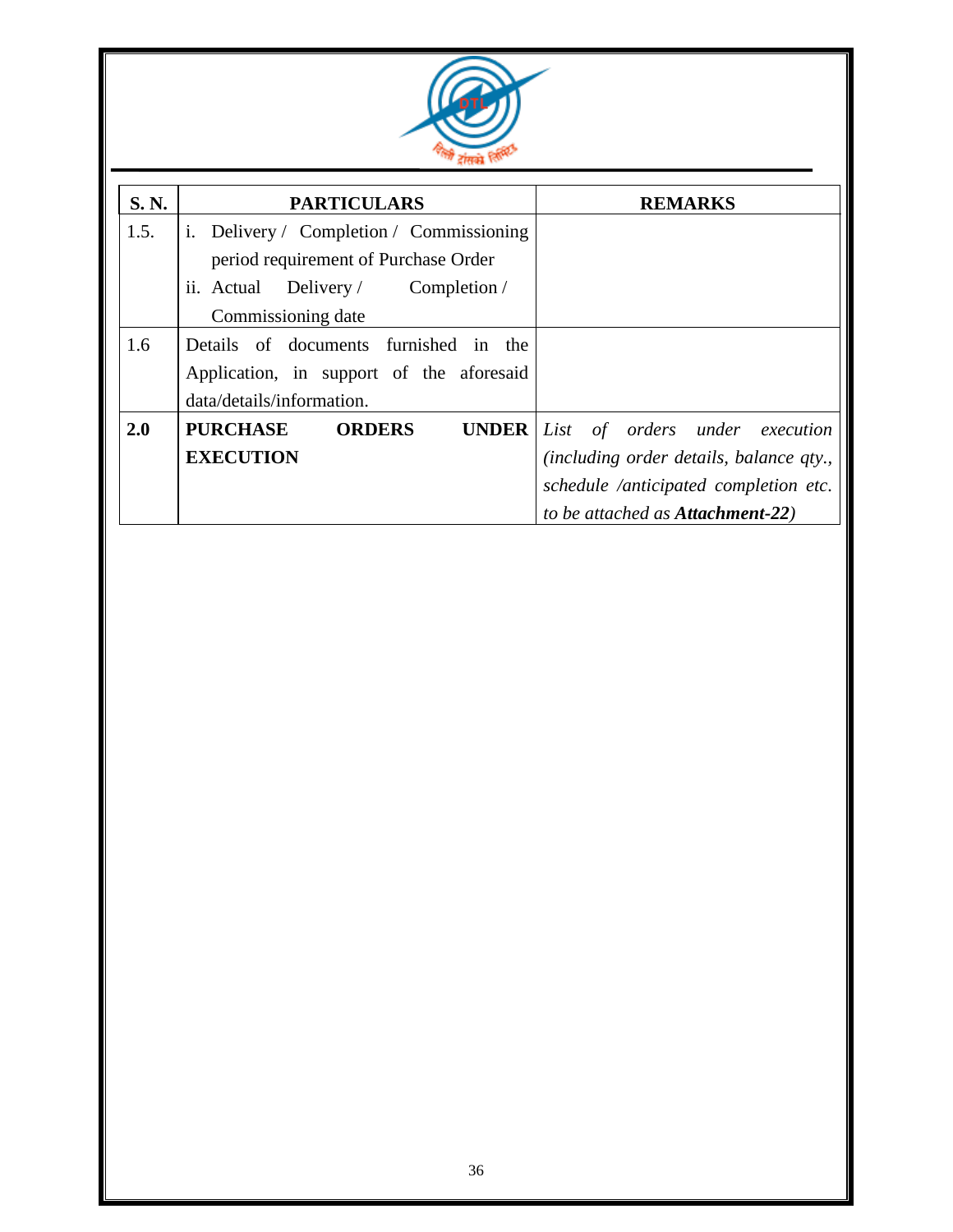| S. N. | PARTICULARS | REMARKS |
|---|---|---|
| 1.5. | i. Delivery / Completion / Commissioning period requirement of Purchase Order<br>ii. Actual Delivery / Completion / Commissioning date | |
| 1.6 | Details of documents furnished in the Application, in support of the aforesaid data/details/information. | |
| **2.0** | **PURCHASE ORDERS UNDER EXECUTION** | *List of orders under execution (including order details, balance qty., schedule /anticipated completion etc. to be attached as **Attachment-22**)* |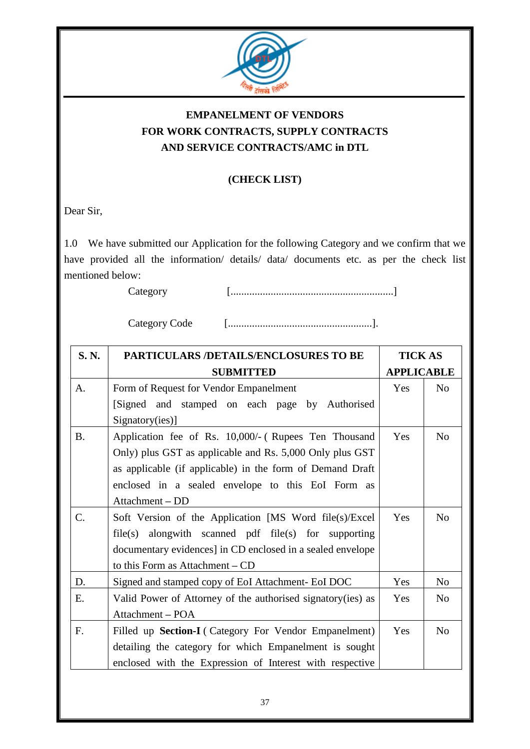# EMPANELMENT OF VENDORS FOR WORK CONTRACTS, SUPPLY CONTRACTS AND SERVICE CONTRACTS/AMC in DTL

## (CHECK LIST)

Dear Sir,

1.0 We have submitted our Application for the following Category and we confirm that we have provided all the information/ details/ data/ documents etc. as per the check list mentioned below:

Category [.............................................................]

Category Code [......................................................].

| S. N. | PARTICULARS /DETAILS/ENCLOSURES TO BE SUBMITTED | TICK AS APPLICABLE | |
|---|---|---|---|
| A. | Form of Request for Vendor Empanelment [Signed and stamped on each page by Authorised Signatory(ies)] | Yes | No |
| B. | Application fee of Rs. 10,000/- ( Rupees Ten Thousand Only) plus GST as applicable and Rs. 5,000 Only plus GST as applicable (if applicable) in the form of Demand Draft enclosed in a sealed envelope to this EoI Form as Attachment – DD | Yes | No |
| C. | Soft Version of the Application [MS Word file(s)/Excel file(s) alongwith scanned pdf file(s) for supporting documentary evidences] in CD enclosed in a sealed envelope to this Form as Attachment – CD | Yes | No |
| D. | Signed and stamped copy of EoI Attachment- EoI DOC | Yes | No |
| E. | Valid Power of Attorney of the authorised signatory(ies) as Attachment – POA | Yes | No |
| F. | Filled up **Section-I** ( Category For Vendor Empanelment) detailing the category for which Empanelment is sought enclosed with the Expression of Interest with respective | Yes | No |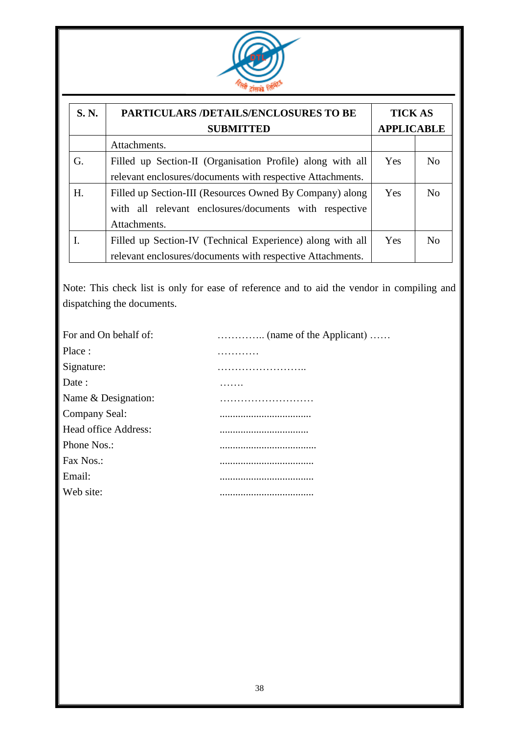| S. N. | PARTICULARS /DETAILS/ENCLOSURES TO BE SUBMITTED | TICK AS APPLICABLE | |
|---|---|---|---|
| | Attachments. | | |
| G. | Filled up Section-II (Organisation Profile) along with all relevant enclosures/documents with respective Attachments. | Yes | No |
| H. | Filled up Section-III (Resources Owned By Company) along with all relevant enclosures/documents with respective Attachments. | Yes | No |
| I. | Filled up Section-IV (Technical Experience) along with all relevant enclosures/documents with respective Attachments. | Yes | No |

Note: This check list is only for ease of reference and to aid the vendor in compiling and dispatching the documents.

For and On behalf of: ………….. (name of the Applicant) ……

Place : …………

Signature: ……………………..

Date : …….

Name & Designation: ………………………

Company Seal: ..................................

Head office Address: .................................

Phone Nos.: ....................................

Fax Nos.: ...................................

Email: ...................................

Web site: ...................................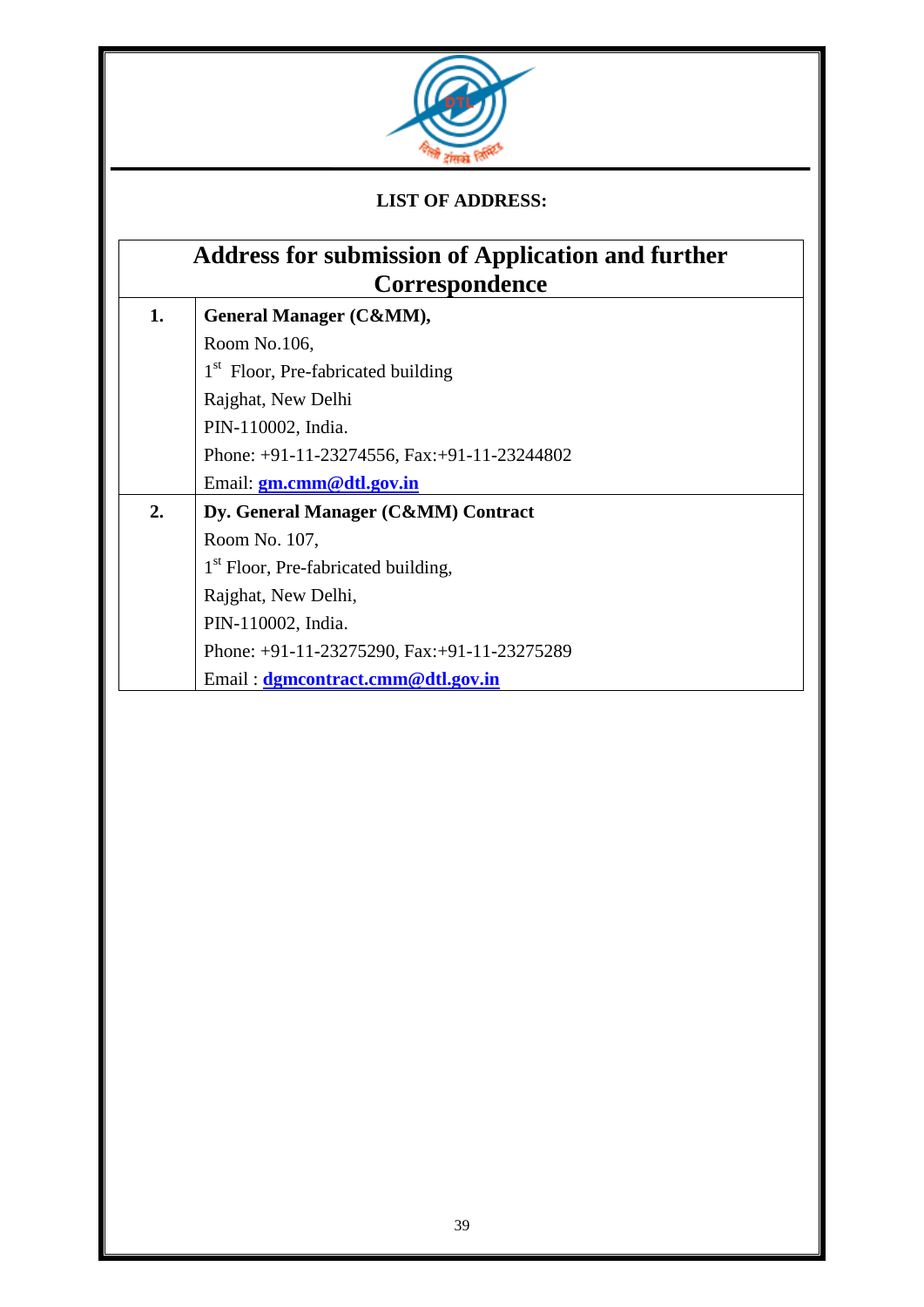**LIST OF ADDRESS:**

| Address for submission of Application and further Correspondence | |
|---|---|
| **1.** | **General Manager (C&MM),**<br>Room No.106,<br>1st Floor, Pre-fabricated building<br>Rajghat, New Delhi<br>PIN-110002, India.<br>Phone: +91-11-23274556, Fax:+91-11-23244802<br>Email: **gm.cmm@dtl.gov.in** |
| **2.** | **Dy. General Manager (C&MM) Contract**<br>Room No. 107,<br>1st Floor, Pre-fabricated building,<br>Rajghat, New Delhi,<br>PIN-110002, India.<br>Phone: +91-11-23275290, Fax:+91-11-23275289<br>Email : **dgmcontract.cmm@dtl.gov.in** |